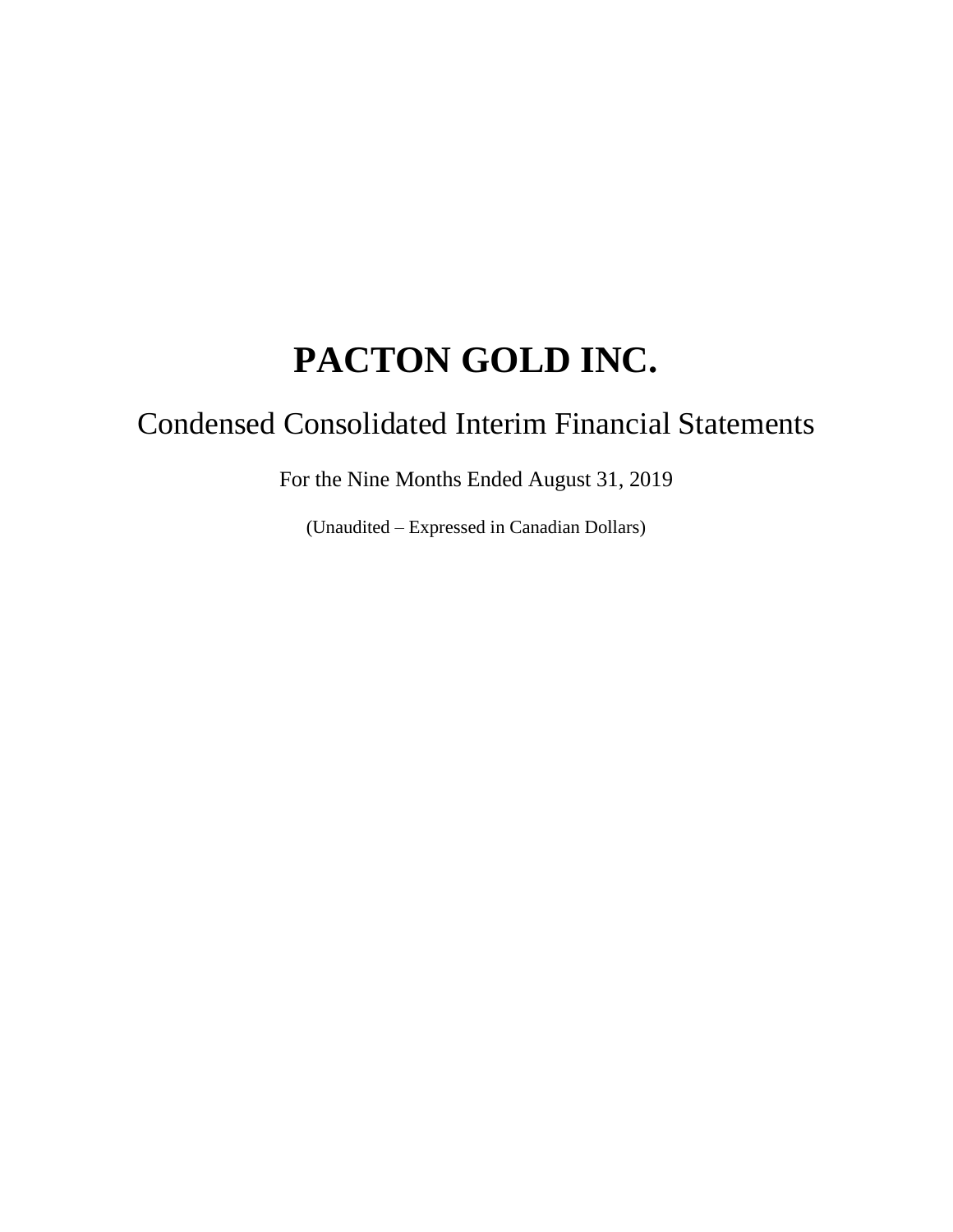# PACTON GOLD INC.

## Condensed Consolidated Interim Financial Statements

For the Nine Months Ended August 31, 2019

(Unaudited – Expressed in Canadian Dollars)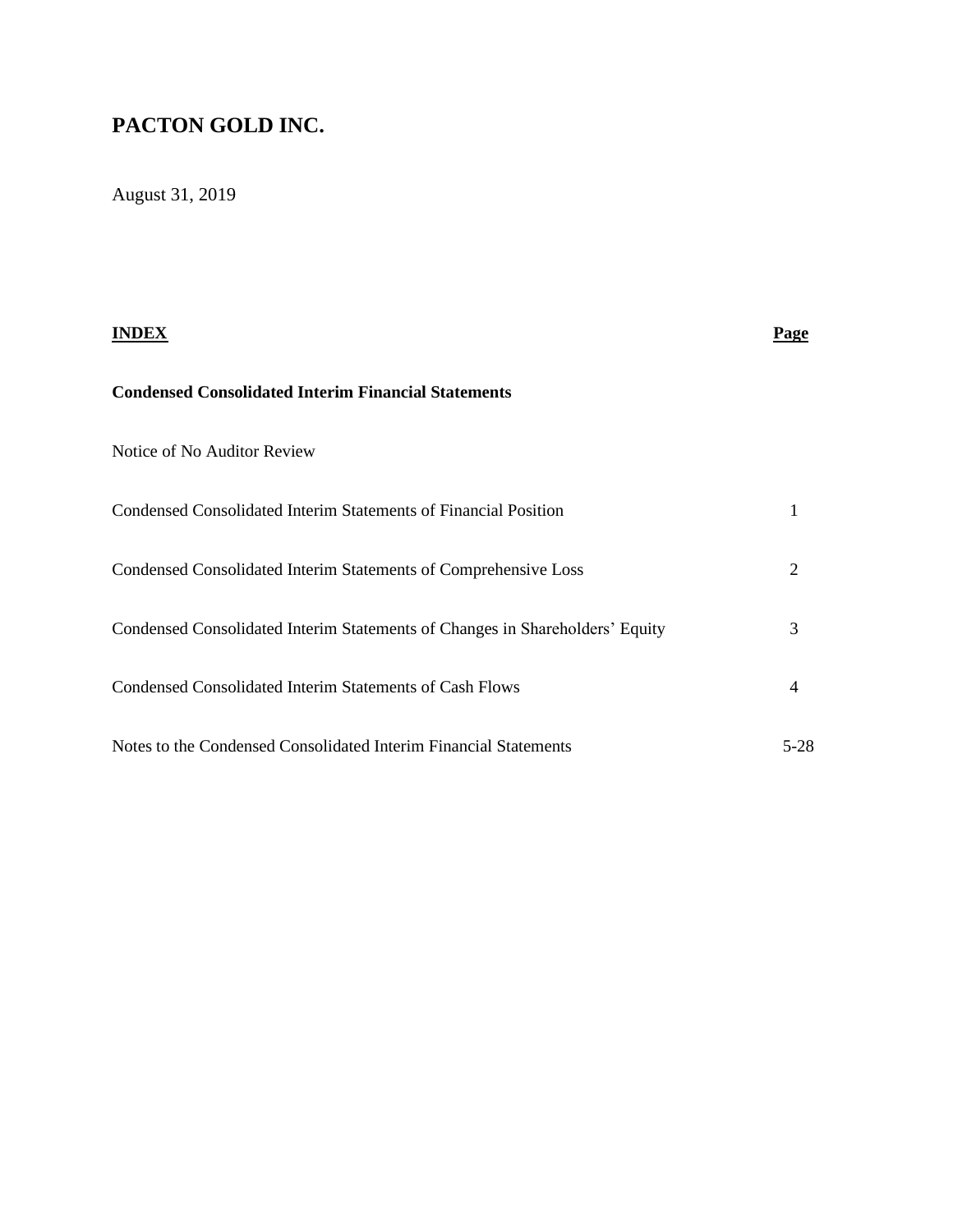# PACTON GOLD INC.

August 31, 2019

| **INDEX** | **Page** |
|---|---|
| **Condensed Consolidated Interim Financial Statements** | |
| Notice of No Auditor Review | |
| Condensed Consolidated Interim Statements of Financial Position | 1 |
| Condensed Consolidated Interim Statements of Comprehensive Loss | 2 |
| Condensed Consolidated Interim Statements of Changes in Shareholders' Equity | 3 |
| Condensed Consolidated Interim Statements of Cash Flows | 4 |
| Notes to the Condensed Consolidated Interim Financial Statements | 5-28 |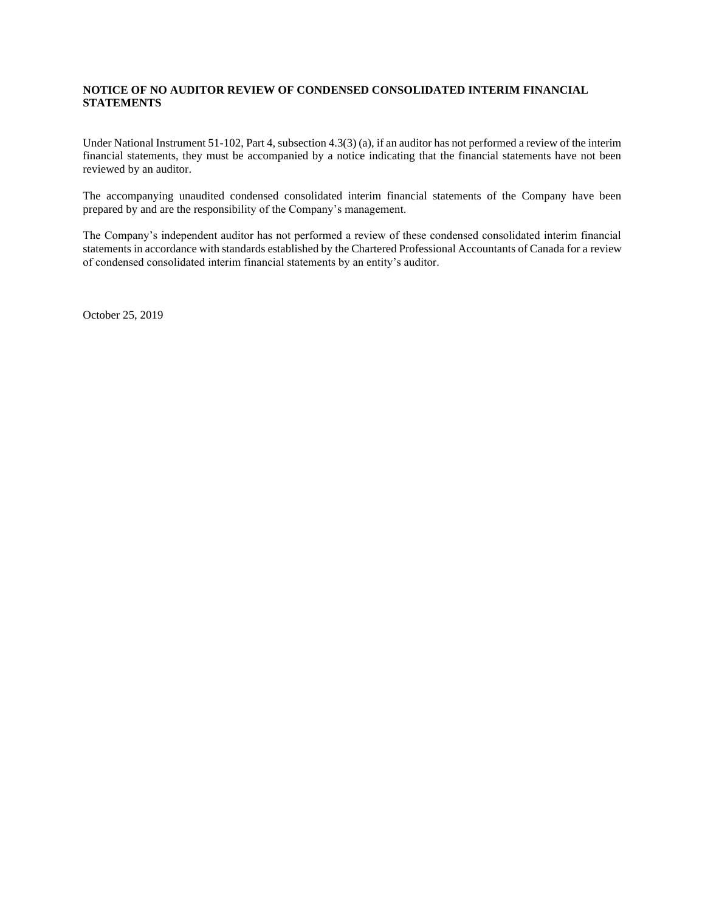**NOTICE OF NO AUDITOR REVIEW OF CONDENSED CONSOLIDATED INTERIM FINANCIAL STATEMENTS**

Under National Instrument 51-102, Part 4, subsection 4.3(3) (a), if an auditor has not performed a review of the interim financial statements, they must be accompanied by a notice indicating that the financial statements have not been reviewed by an auditor.

The accompanying unaudited condensed consolidated interim financial statements of the Company have been prepared by and are the responsibility of the Company's management.

The Company's independent auditor has not performed a review of these condensed consolidated interim financial statements in accordance with standards established by the Chartered Professional Accountants of Canada for a review of condensed consolidated interim financial statements by an entity's auditor.

October 25, 2019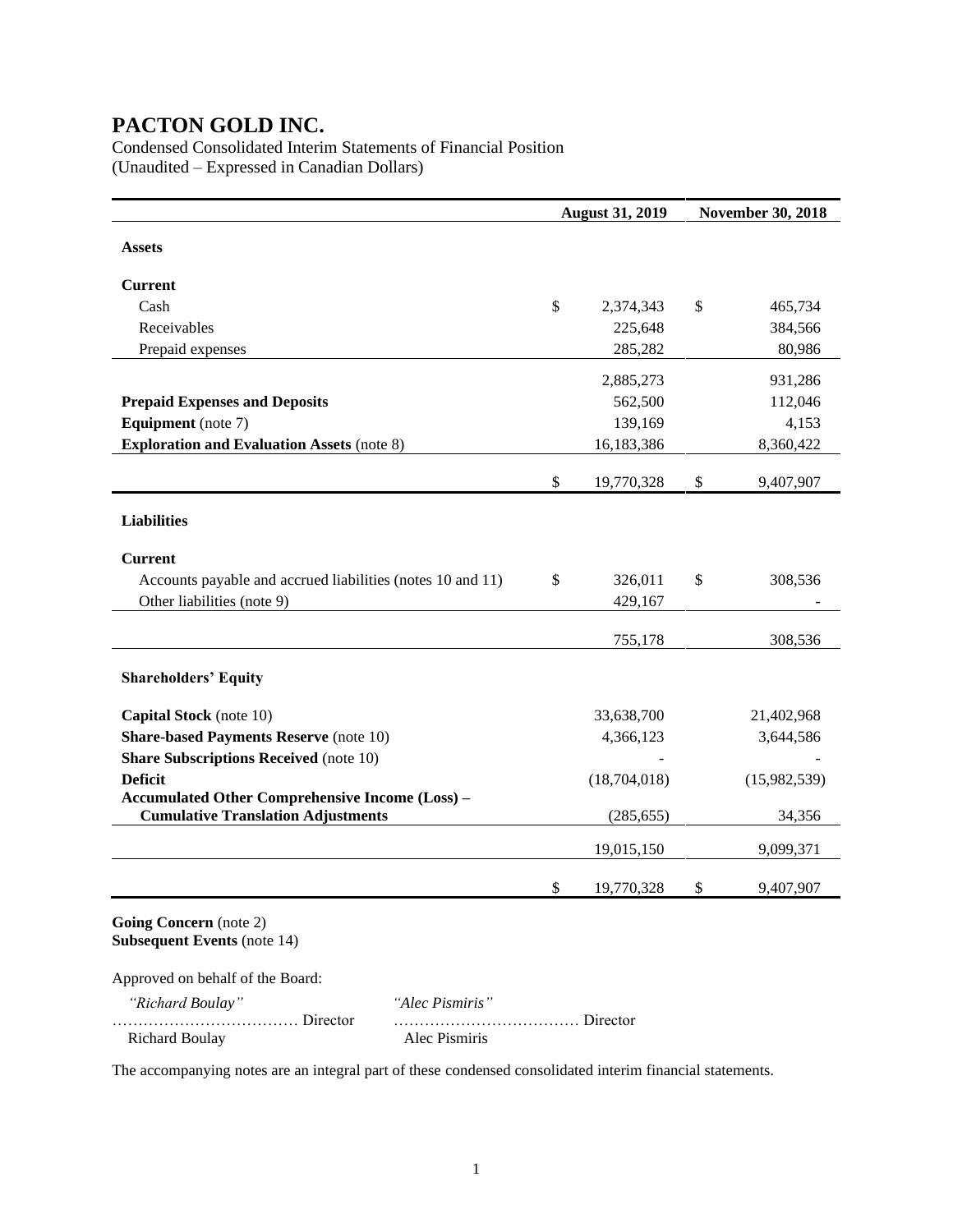# PACTON GOLD INC.

Condensed Consolidated Interim Statements of Financial Position
(Unaudited – Expressed in Canadian Dollars)

| | August 31, 2019 | November 30, 2018 |
|---|---|---|
| **Assets** | | |
| **Current** | | |
| Cash | $ 2,374,343 | $ 465,734 |
| Receivables | 225,648 | 384,566 |
| Prepaid expenses | 285,282 | 80,986 |
| | 2,885,273 | 931,286 |
| **Prepaid Expenses and Deposits** | 562,500 | 112,046 |
| **Equipment** (note 7) | 139,169 | 4,153 |
| **Exploration and Evaluation Assets** (note 8) | 16,183,386 | 8,360,422 |
| | $ 19,770,328 | $ 9,407,907 |
| **Liabilities** | | |
| **Current** | | |
| Accounts payable and accrued liabilities (notes 10 and 11) | $ 326,011 | $ 308,536 |
| Other liabilities (note 9) | 429,167 | - |
| | 755,178 | 308,536 |
| **Shareholders' Equity** | | |
| **Capital Stock** (note 10) | 33,638,700 | 21,402,968 |
| **Share-based Payments Reserve** (note 10) | 4,366,123 | 3,644,586 |
| **Share Subscriptions Received** (note 10) | - | - |
| **Deficit** | (18,704,018) | (15,982,539) |
| **Accumulated Other Comprehensive Income (Loss) – Cumulative Translation Adjustments** | (285,655) | 34,356 |
| | 19,015,150 | 9,099,371 |
| | $ 19,770,328 | $ 9,407,907 |

**Going Concern** (note 2)
**Subsequent Events** (note 14)

Approved on behalf of the Board:

| | |
|---|---|
| *"Richard Boulay"* | *"Alec Pismiris"* |
| ……………………………… Director | ……………………………… Director |
| Richard Boulay | Alec Pismiris |

The accompanying notes are an integral part of these condensed consolidated interim financial statements.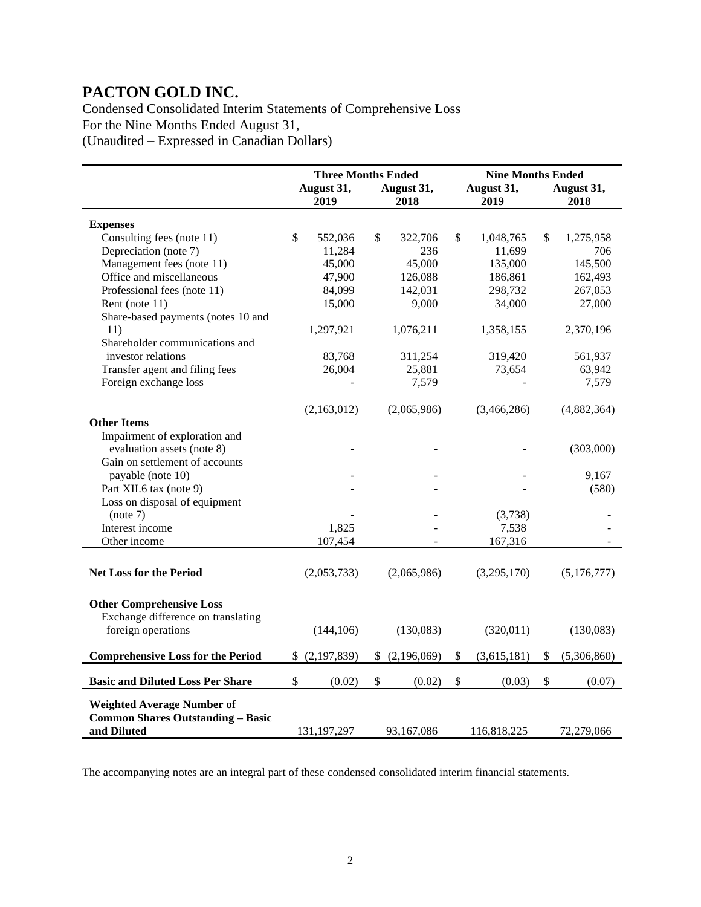# PACTON GOLD INC.

Condensed Consolidated Interim Statements of Comprehensive Loss
For the Nine Months Ended August 31,
(Unaudited – Expressed in Canadian Dollars)

| | Three Months Ended | | Nine Months Ended | |
|---|---|---|---|---|
| | August 31, 2019 | August 31, 2018 | August 31, 2019 | August 31, 2018 |
| **Expenses** | | | | |
| Consulting fees (note 11) | $ 552,036 | $ 322,706 | $ 1,048,765 | $ 1,275,958 |
| Depreciation (note 7) | 11,284 | 236 | 11,699 | 706 |
| Management fees (note 11) | 45,000 | 45,000 | 135,000 | 145,500 |
| Office and miscellaneous | 47,900 | 126,088 | 186,861 | 162,493 |
| Professional fees (note 11) | 84,099 | 142,031 | 298,732 | 267,053 |
| Rent (note 11) | 15,000 | 9,000 | 34,000 | 27,000 |
| Share-based payments (notes 10 and 11) | 1,297,921 | 1,076,211 | 1,358,155 | 2,370,196 |
| Shareholder communications and investor relations | 83,768 | 311,254 | 319,420 | 561,937 |
| Transfer agent and filing fees | 26,004 | 25,881 | 73,654 | 63,942 |
| Foreign exchange loss | - | 7,579 | - | 7,579 |
| | (2,163,012) | (2,065,986) | (3,466,286) | (4,882,364) |
| **Other Items** | | | | |
| Impairment of exploration and evaluation assets (note 8) | - | - | - | (303,000) |
| Gain on settlement of accounts payable (note 10) | - | - | - | 9,167 |
| Part XII.6 tax (note 9) | - | - | - | (580) |
| Loss on disposal of equipment (note 7) | - | - | (3,738) | - |
| Interest income | 1,825 | - | 7,538 | - |
| Other income | 107,454 | - | 167,316 | - |
| **Net Loss for the Period** | (2,053,733) | (2,065,986) | (3,295,170) | (5,176,777) |
| **Other Comprehensive Loss** | | | | |
| Exchange difference on translating foreign operations | (144,106) | (130,083) | (320,011) | (130,083) |
| **Comprehensive Loss for the Period** | $ (2,197,839) | $ (2,196,069) | $ (3,615,181) | $ (5,306,860) |
| **Basic and Diluted Loss Per Share** | $ (0.02) | $ (0.02) | $ (0.03) | $ (0.07) |
| **Weighted Average Number of Common Shares Outstanding – Basic and Diluted** | 131,197,297 | 93,167,086 | 116,818,225 | 72,279,066 |

The accompanying notes are an integral part of these condensed consolidated interim financial statements.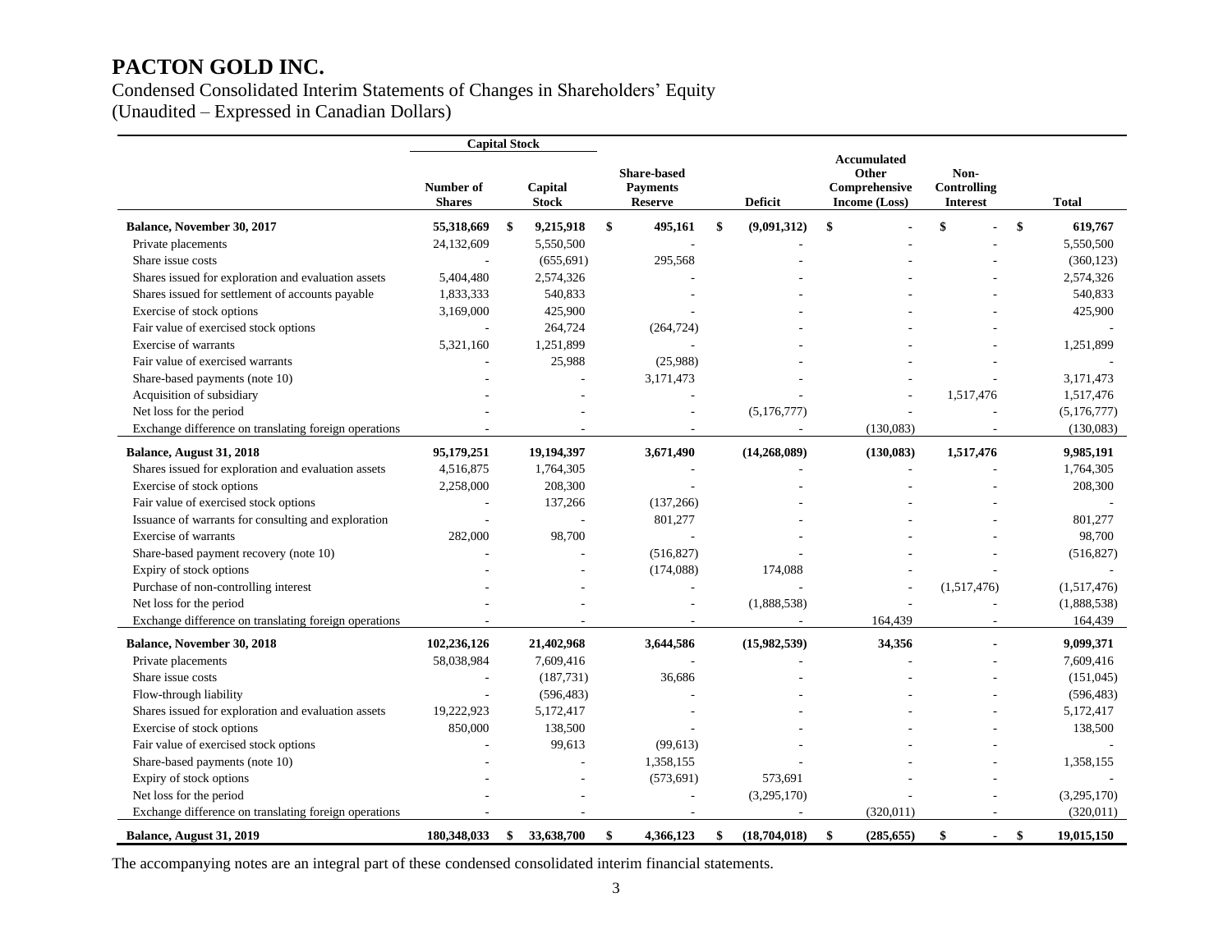# PACTON GOLD INC.

Condensed Consolidated Interim Statements of Changes in Shareholders' Equity
(Unaudited – Expressed in Canadian Dollars)

| | Capital Stock | | | | | | |
|---|---|---|---|---|---|---|---|
| | Number of Shares | Capital Stock | Share-based Payments Reserve | Deficit | Accumulated Other Comprehensive Income (Loss) | Non-Controlling Interest | Total |
| **Balance, November 30, 2017** | **55,318,669** | **$ 9,215,918** | **$ 495,161** | **$ (9,091,312)** | **$ -** | **$ -** | **$ 619,767** |
| Private placements | 24,132,609 | 5,550,500 | - | - | - | - | 5,550,500 |
| Share issue costs | - | (655,691) | 295,568 | - | - | - | (360,123) |
| Shares issued for exploration and evaluation assets | 5,404,480 | 2,574,326 | - | - | - | - | 2,574,326 |
| Shares issued for settlement of accounts payable | 1,833,333 | 540,833 | - | - | - | - | 540,833 |
| Exercise of stock options | 3,169,000 | 425,900 | - | - | - | - | 425,900 |
| Fair value of exercised stock options | - | 264,724 | (264,724) | - | - | - | - |
| Exercise of warrants | 5,321,160 | 1,251,899 | - | - | - | - | 1,251,899 |
| Fair value of exercised warrants | - | 25,988 | (25,988) | - | - | - | - |
| Share-based payments (note 10) | - | - | 3,171,473 | - | - | - | 3,171,473 |
| Acquisition of subsidiary | - | - | - | - | - | 1,517,476 | 1,517,476 |
| Net loss for the period | - | - | - | (5,176,777) | - | - | (5,176,777) |
| Exchange difference on translating foreign operations | - | - | - | - | (130,083) | - | (130,083) |
| **Balance, August 31, 2018** | **95,179,251** | **19,194,397** | **3,671,490** | **(14,268,089)** | **(130,083)** | **1,517,476** | **9,985,191** |
| Shares issued for exploration and evaluation assets | 4,516,875 | 1,764,305 | - | - | - | - | 1,764,305 |
| Exercise of stock options | 2,258,000 | 208,300 | - | - | - | - | 208,300 |
| Fair value of exercised stock options | - | 137,266 | (137,266) | - | - | - | - |
| Issuance of warrants for consulting and exploration | - | - | 801,277 | - | - | - | 801,277 |
| Exercise of warrants | 282,000 | 98,700 | - | - | - | - | 98,700 |
| Share-based payment recovery (note 10) | - | - | (516,827) | - | - | - | (516,827) |
| Expiry of stock options | - | - | (174,088) | 174,088 | - | - | - |
| Purchase of non-controlling interest | - | - | - | - | - | (1,517,476) | (1,517,476) |
| Net loss for the period | - | - | - | (1,888,538) | - | - | (1,888,538) |
| Exchange difference on translating foreign operations | - | - | - | - | 164,439 | - | 164,439 |
| **Balance, November 30, 2018** | **102,236,126** | **21,402,968** | **3,644,586** | **(15,982,539)** | **34,356** | **-** | **9,099,371** |
| Private placements | 58,038,984 | 7,609,416 | - | - | - | - | 7,609,416 |
| Share issue costs | - | (187,731) | 36,686 | - | - | - | (151,045) |
| Flow-through liability | - | (596,483) | - | - | - | - | (596,483) |
| Shares issued for exploration and evaluation assets | 19,222,923 | 5,172,417 | - | - | - | - | 5,172,417 |
| Exercise of stock options | 850,000 | 138,500 | - | - | - | - | 138,500 |
| Fair value of exercised stock options | - | 99,613 | (99,613) | - | - | - | - |
| Share-based payments (note 10) | - | - | 1,358,155 | - | - | - | 1,358,155 |
| Expiry of stock options | - | - | (573,691) | 573,691 | - | - | - |
| Net loss for the period | - | - | - | (3,295,170) | - | - | (3,295,170) |
| Exchange difference on translating foreign operations | - | - | - | - | (320,011) | - | (320,011) |
| **Balance, August 31, 2019** | **180,348,033** | **$ 33,638,700** | **$ 4,366,123** | **$ (18,704,018)** | **$ (285,655)** | **$ -** | **$ 19,015,150** |

The accompanying notes are an integral part of these condensed consolidated interim financial statements.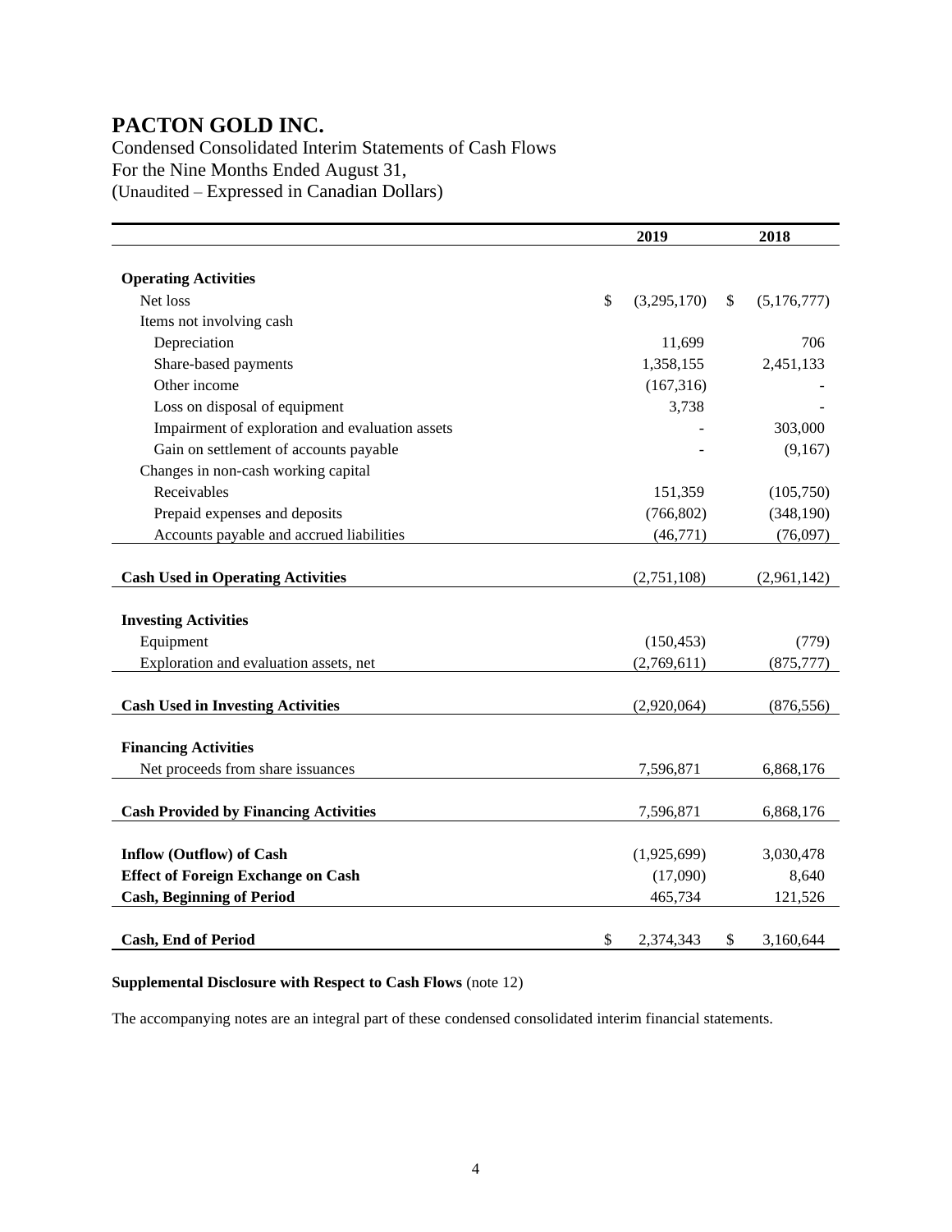# PACTON GOLD INC.

Condensed Consolidated Interim Statements of Cash Flows
For the Nine Months Ended August 31,
(Unaudited – Expressed in Canadian Dollars)

| | 2019 | 2018 |
|---|---|---|
| **Operating Activities** | | |
| Net loss | $ (3,295,170) | $ (5,176,777) |
| Items not involving cash | | |
| Depreciation | 11,699 | 706 |
| Share-based payments | 1,358,155 | 2,451,133 |
| Other income | (167,316) | - |
| Loss on disposal of equipment | 3,738 | - |
| Impairment of exploration and evaluation assets | - | 303,000 |
| Gain on settlement of accounts payable | - | (9,167) |
| Changes in non-cash working capital | | |
| Receivables | 151,359 | (105,750) |
| Prepaid expenses and deposits | (766,802) | (348,190) |
| Accounts payable and accrued liabilities | (46,771) | (76,097) |
| **Cash Used in Operating Activities** | (2,751,108) | (2,961,142) |
| **Investing Activities** | | |
| Equipment | (150,453) | (779) |
| Exploration and evaluation assets, net | (2,769,611) | (875,777) |
| **Cash Used in Investing Activities** | (2,920,064) | (876,556) |
| **Financing Activities** | | |
| Net proceeds from share issuances | 7,596,871 | 6,868,176 |
| **Cash Provided by Financing Activities** | 7,596,871 | 6,868,176 |
| **Inflow (Outflow) of Cash** | (1,925,699) | 3,030,478 |
| **Effect of Foreign Exchange on Cash** | (17,090) | 8,640 |
| **Cash, Beginning of Period** | 465,734 | 121,526 |
| **Cash, End of Period** | $ 2,374,343 | $ 3,160,644 |

**Supplemental Disclosure with Respect to Cash Flows** (note 12)

The accompanying notes are an integral part of these condensed consolidated interim financial statements.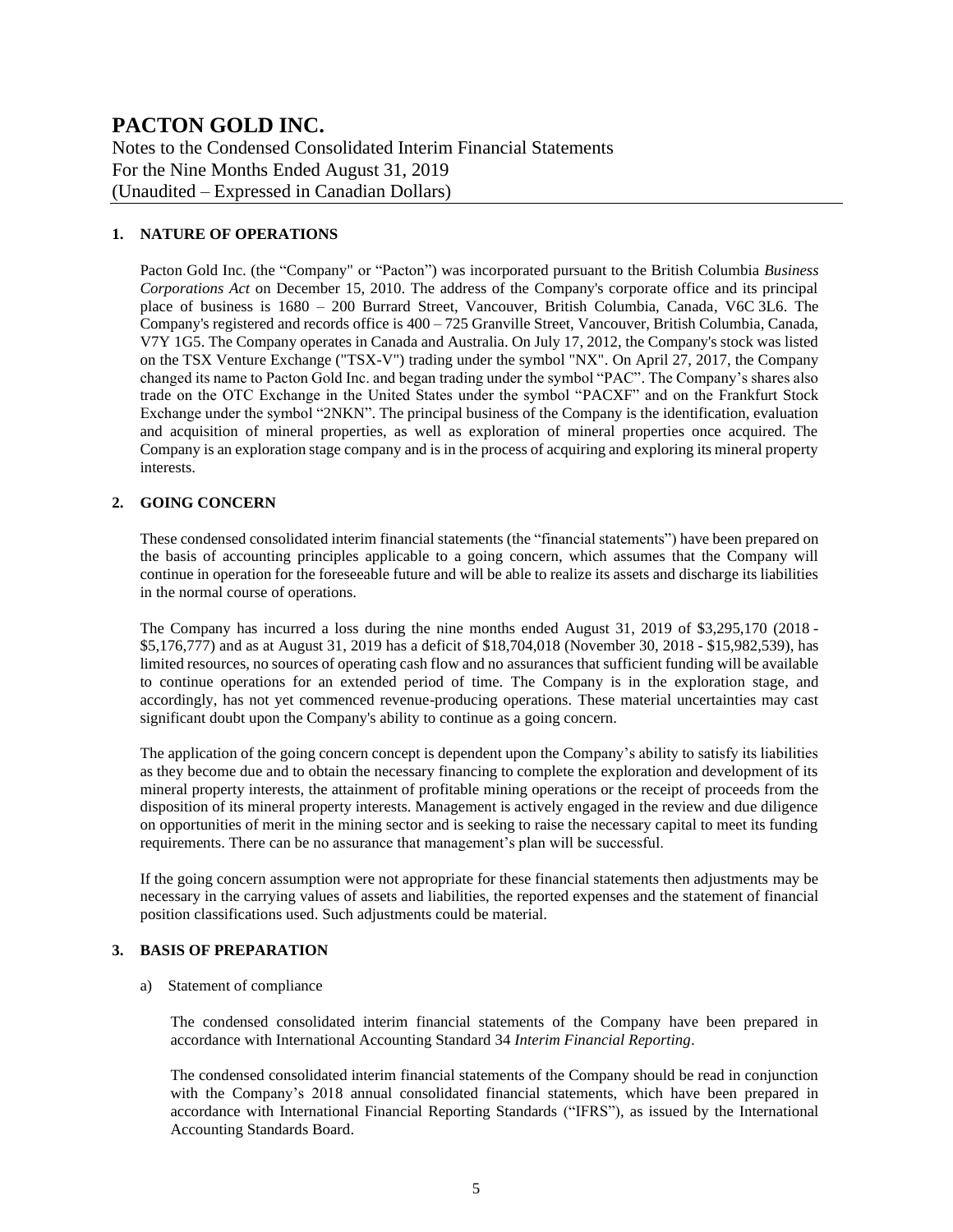# PACTON GOLD INC.

Notes to the Condensed Consolidated Interim Financial Statements
For the Nine Months Ended August 31, 2019
(Unaudited – Expressed in Canadian Dollars)

## 1. NATURE OF OPERATIONS

Pacton Gold Inc. (the "Company" or "Pacton") was incorporated pursuant to the British Columbia *Business Corporations Act* on December 15, 2010. The address of the Company's corporate office and its principal place of business is 1680 – 200 Burrard Street, Vancouver, British Columbia, Canada, V6C 3L6. The Company's registered and records office is 400 – 725 Granville Street, Vancouver, British Columbia, Canada, V7Y 1G5. The Company operates in Canada and Australia. On July 17, 2012, the Company's stock was listed on the TSX Venture Exchange ("TSX-V") trading under the symbol "NX". On April 27, 2017, the Company changed its name to Pacton Gold Inc. and began trading under the symbol "PAC". The Company's shares also trade on the OTC Exchange in the United States under the symbol "PACXF" and on the Frankfurt Stock Exchange under the symbol "2NKN". The principal business of the Company is the identification, evaluation and acquisition of mineral properties, as well as exploration of mineral properties once acquired. The Company is an exploration stage company and is in the process of acquiring and exploring its mineral property interests.

## 2. GOING CONCERN

These condensed consolidated interim financial statements (the "financial statements") have been prepared on the basis of accounting principles applicable to a going concern, which assumes that the Company will continue in operation for the foreseeable future and will be able to realize its assets and discharge its liabilities in the normal course of operations.

The Company has incurred a loss during the nine months ended August 31, 2019 of $3,295,170 (2018 - $5,176,777) and as at August 31, 2019 has a deficit of $18,704,018 (November 30, 2018 - $15,982,539), has limited resources, no sources of operating cash flow and no assurances that sufficient funding will be available to continue operations for an extended period of time. The Company is in the exploration stage, and accordingly, has not yet commenced revenue-producing operations. These material uncertainties may cast significant doubt upon the Company's ability to continue as a going concern.

The application of the going concern concept is dependent upon the Company's ability to satisfy its liabilities as they become due and to obtain the necessary financing to complete the exploration and development of its mineral property interests, the attainment of profitable mining operations or the receipt of proceeds from the disposition of its mineral property interests. Management is actively engaged in the review and due diligence on opportunities of merit in the mining sector and is seeking to raise the necessary capital to meet its funding requirements. There can be no assurance that management's plan will be successful.

If the going concern assumption were not appropriate for these financial statements then adjustments may be necessary in the carrying values of assets and liabilities, the reported expenses and the statement of financial position classifications used. Such adjustments could be material.

## 3. BASIS OF PREPARATION

a) Statement of compliance

The condensed consolidated interim financial statements of the Company have been prepared in accordance with International Accounting Standard 34 *Interim Financial Reporting*.

The condensed consolidated interim financial statements of the Company should be read in conjunction with the Company's 2018 annual consolidated financial statements, which have been prepared in accordance with International Financial Reporting Standards ("IFRS"), as issued by the International Accounting Standards Board.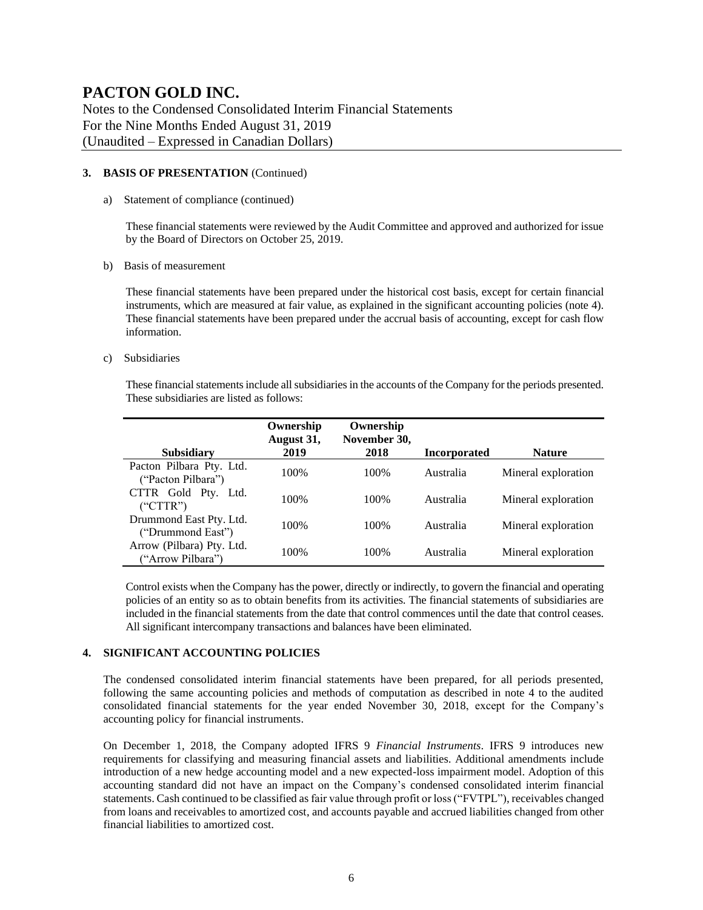# PACTON GOLD INC.

Notes to the Condensed Consolidated Interim Financial Statements
For the Nine Months Ended August 31, 2019
(Unaudited – Expressed in Canadian Dollars)

## 3. BASIS OF PRESENTATION (Continued)

a) Statement of compliance (continued)

These financial statements were reviewed by the Audit Committee and approved and authorized for issue by the Board of Directors on October 25, 2019.

b) Basis of measurement

These financial statements have been prepared under the historical cost basis, except for certain financial instruments, which are measured at fair value, as explained in the significant accounting policies (note 4). These financial statements have been prepared under the accrual basis of accounting, except for cash flow information.

c) Subsidiaries

These financial statements include all subsidiaries in the accounts of the Company for the periods presented. These subsidiaries are listed as follows:

| Subsidiary | Ownership August 31, 2019 | Ownership November 30, 2018 | Incorporated | Nature |
|---|---|---|---|---|
| Pacton Pilbara Pty. Ltd. ("Pacton Pilbara") | 100% | 100% | Australia | Mineral exploration |
| CTTR Gold Pty. Ltd. ("CTTR") | 100% | 100% | Australia | Mineral exploration |
| Drummond East Pty. Ltd. ("Drummond East") | 100% | 100% | Australia | Mineral exploration |
| Arrow (Pilbara) Pty. Ltd. ("Arrow Pilbara") | 100% | 100% | Australia | Mineral exploration |

Control exists when the Company has the power, directly or indirectly, to govern the financial and operating policies of an entity so as to obtain benefits from its activities. The financial statements of subsidiaries are included in the financial statements from the date that control commences until the date that control ceases. All significant intercompany transactions and balances have been eliminated.

## 4. SIGNIFICANT ACCOUNTING POLICIES

The condensed consolidated interim financial statements have been prepared, for all periods presented, following the same accounting policies and methods of computation as described in note 4 to the audited consolidated financial statements for the year ended November 30, 2018, except for the Company's accounting policy for financial instruments.

On December 1, 2018, the Company adopted IFRS 9 *Financial Instruments*. IFRS 9 introduces new requirements for classifying and measuring financial assets and liabilities. Additional amendments include introduction of a new hedge accounting model and a new expected-loss impairment model. Adoption of this accounting standard did not have an impact on the Company's condensed consolidated interim financial statements. Cash continued to be classified as fair value through profit or loss ("FVTPL"), receivables changed from loans and receivables to amortized cost, and accounts payable and accrued liabilities changed from other financial liabilities to amortized cost.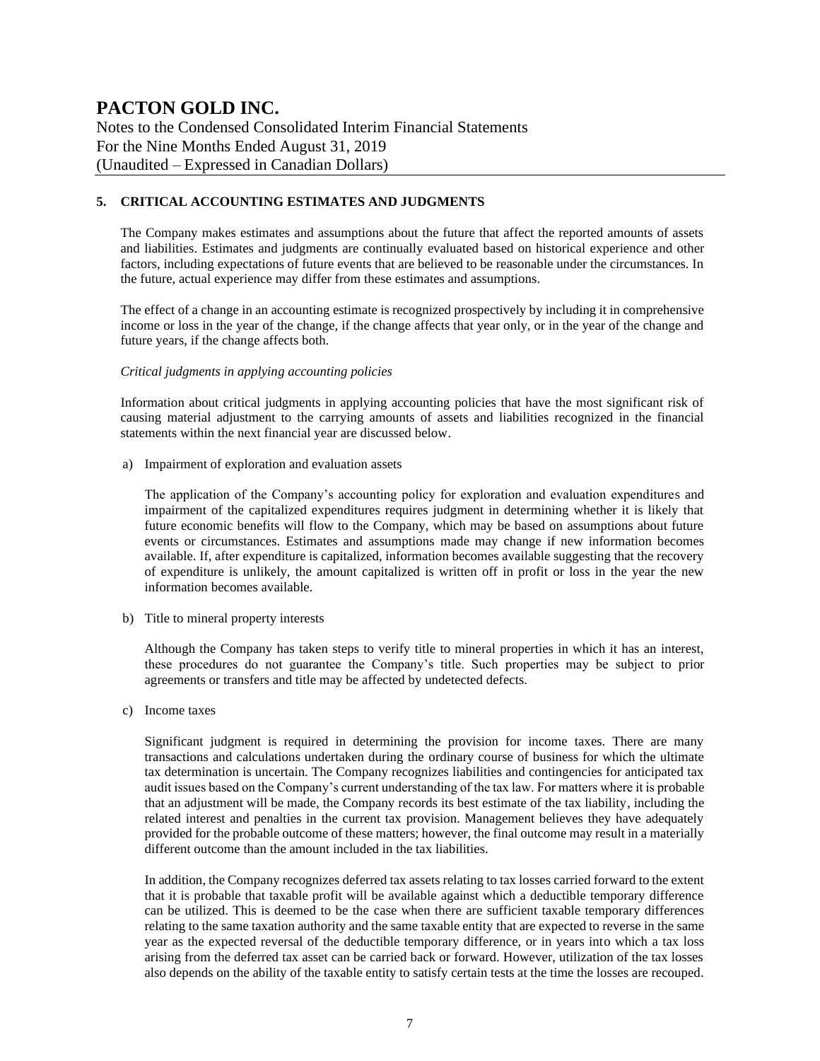## 5. CRITICAL ACCOUNTING ESTIMATES AND JUDGMENTS

The Company makes estimates and assumptions about the future that affect the reported amounts of assets and liabilities. Estimates and judgments are continually evaluated based on historical experience and other factors, including expectations of future events that are believed to be reasonable under the circumstances. In the future, actual experience may differ from these estimates and assumptions.

The effect of a change in an accounting estimate is recognized prospectively by including it in comprehensive income or loss in the year of the change, if the change affects that year only, or in the year of the change and future years, if the change affects both.

*Critical judgments in applying accounting policies*

Information about critical judgments in applying accounting policies that have the most significant risk of causing material adjustment to the carrying amounts of assets and liabilities recognized in the financial statements within the next financial year are discussed below.

a) Impairment of exploration and evaluation assets

The application of the Company's accounting policy for exploration and evaluation expenditures and impairment of the capitalized expenditures requires judgment in determining whether it is likely that future economic benefits will flow to the Company, which may be based on assumptions about future events or circumstances. Estimates and assumptions made may change if new information becomes available. If, after expenditure is capitalized, information becomes available suggesting that the recovery of expenditure is unlikely, the amount capitalized is written off in profit or loss in the year the new information becomes available.

b) Title to mineral property interests

Although the Company has taken steps to verify title to mineral properties in which it has an interest, these procedures do not guarantee the Company's title. Such properties may be subject to prior agreements or transfers and title may be affected by undetected defects.

c) Income taxes

Significant judgment is required in determining the provision for income taxes. There are many transactions and calculations undertaken during the ordinary course of business for which the ultimate tax determination is uncertain. The Company recognizes liabilities and contingencies for anticipated tax audit issues based on the Company's current understanding of the tax law. For matters where it is probable that an adjustment will be made, the Company records its best estimate of the tax liability, including the related interest and penalties in the current tax provision. Management believes they have adequately provided for the probable outcome of these matters; however, the final outcome may result in a materially different outcome than the amount included in the tax liabilities.

In addition, the Company recognizes deferred tax assets relating to tax losses carried forward to the extent that it is probable that taxable profit will be available against which a deductible temporary difference can be utilized. This is deemed to be the case when there are sufficient taxable temporary differences relating to the same taxation authority and the same taxable entity that are expected to reverse in the same year as the expected reversal of the deductible temporary difference, or in years into which a tax loss arising from the deferred tax asset can be carried back or forward. However, utilization of the tax losses also depends on the ability of the taxable entity to satisfy certain tests at the time the losses are recouped.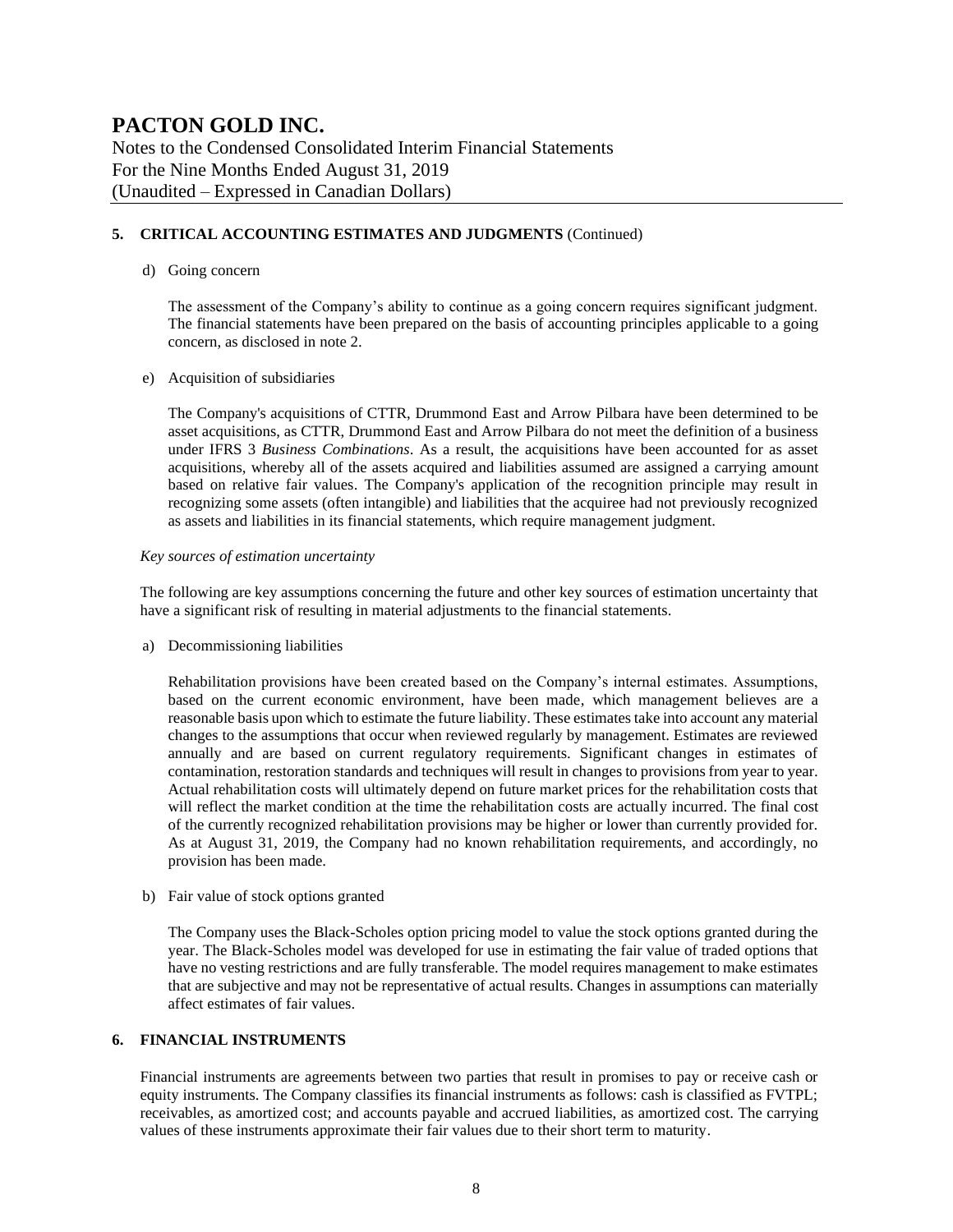## 5. CRITICAL ACCOUNTING ESTIMATES AND JUDGMENTS (Continued)

d) Going concern

The assessment of the Company's ability to continue as a going concern requires significant judgment. The financial statements have been prepared on the basis of accounting principles applicable to a going concern, as disclosed in note 2.

e) Acquisition of subsidiaries

The Company's acquisitions of CTTR, Drummond East and Arrow Pilbara have been determined to be asset acquisitions, as CTTR, Drummond East and Arrow Pilbara do not meet the definition of a business under IFRS 3 *Business Combinations*. As a result, the acquisitions have been accounted for as asset acquisitions, whereby all of the assets acquired and liabilities assumed are assigned a carrying amount based on relative fair values. The Company's application of the recognition principle may result in recognizing some assets (often intangible) and liabilities that the acquiree had not previously recognized as assets and liabilities in its financial statements, which require management judgment.

*Key sources of estimation uncertainty*

The following are key assumptions concerning the future and other key sources of estimation uncertainty that have a significant risk of resulting in material adjustments to the financial statements.

a) Decommissioning liabilities

Rehabilitation provisions have been created based on the Company's internal estimates. Assumptions, based on the current economic environment, have been made, which management believes are a reasonable basis upon which to estimate the future liability. These estimates take into account any material changes to the assumptions that occur when reviewed regularly by management. Estimates are reviewed annually and are based on current regulatory requirements. Significant changes in estimates of contamination, restoration standards and techniques will result in changes to provisions from year to year. Actual rehabilitation costs will ultimately depend on future market prices for the rehabilitation costs that will reflect the market condition at the time the rehabilitation costs are actually incurred. The final cost of the currently recognized rehabilitation provisions may be higher or lower than currently provided for. As at August 31, 2019, the Company had no known rehabilitation requirements, and accordingly, no provision has been made.

b) Fair value of stock options granted

The Company uses the Black-Scholes option pricing model to value the stock options granted during the year. The Black-Scholes model was developed for use in estimating the fair value of traded options that have no vesting restrictions and are fully transferable. The model requires management to make estimates that are subjective and may not be representative of actual results. Changes in assumptions can materially affect estimates of fair values.

## 6. FINANCIAL INSTRUMENTS

Financial instruments are agreements between two parties that result in promises to pay or receive cash or equity instruments. The Company classifies its financial instruments as follows: cash is classified as FVTPL; receivables, as amortized cost; and accounts payable and accrued liabilities, as amortized cost. The carrying values of these instruments approximate their fair values due to their short term to maturity.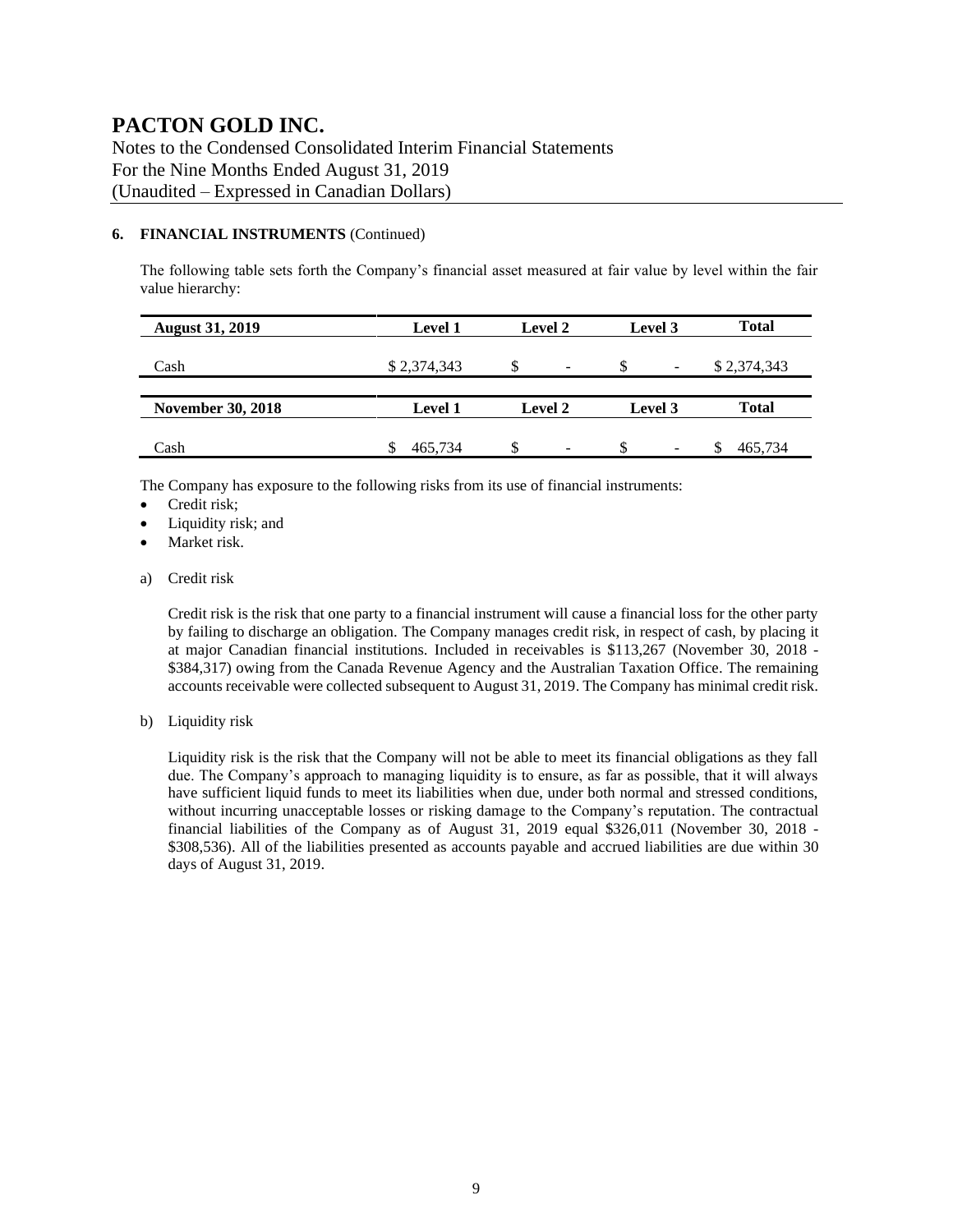### 6. FINANCIAL INSTRUMENTS (Continued)

The following table sets forth the Company's financial asset measured at fair value by level within the fair value hierarchy:

| August 31, 2019 | Level 1 | Level 2 | Level 3 | Total |
|---|---|---|---|---|
| Cash | $ 2,374,343 | $ - | $ - | $ 2,374,343 |

| November 30, 2018 | Level 1 | Level 2 | Level 3 | Total |
|---|---|---|---|---|
| Cash | $ 465,734 | $ - | $ - | $ 465,734 |

The Company has exposure to the following risks from its use of financial instruments:

- Credit risk;
- Liquidity risk; and
- Market risk.

a) Credit risk

Credit risk is the risk that one party to a financial instrument will cause a financial loss for the other party by failing to discharge an obligation. The Company manages credit risk, in respect of cash, by placing it at major Canadian financial institutions. Included in receivables is $113,267 (November 30, 2018 - $384,317) owing from the Canada Revenue Agency and the Australian Taxation Office. The remaining accounts receivable were collected subsequent to August 31, 2019. The Company has minimal credit risk.

b) Liquidity risk

Liquidity risk is the risk that the Company will not be able to meet its financial obligations as they fall due. The Company's approach to managing liquidity is to ensure, as far as possible, that it will always have sufficient liquid funds to meet its liabilities when due, under both normal and stressed conditions, without incurring unacceptable losses or risking damage to the Company's reputation. The contractual financial liabilities of the Company as of August 31, 2019 equal $326,011 (November 30, 2018 - $308,536). All of the liabilities presented as accounts payable and accrued liabilities are due within 30 days of August 31, 2019.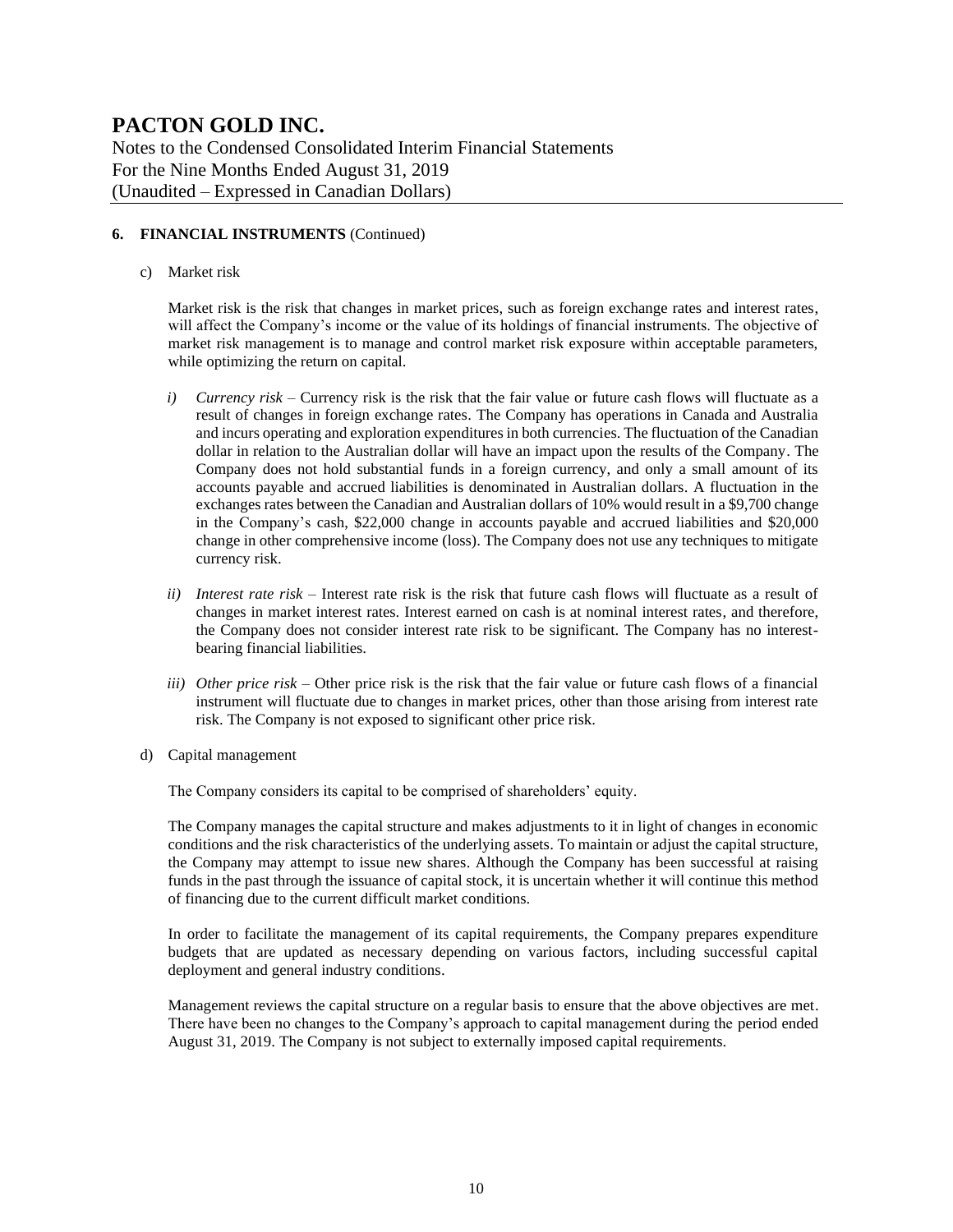### 6. FINANCIAL INSTRUMENTS (Continued)

c) Market risk

Market risk is the risk that changes in market prices, such as foreign exchange rates and interest rates, will affect the Company's income or the value of its holdings of financial instruments. The objective of market risk management is to manage and control market risk exposure within acceptable parameters, while optimizing the return on capital.

*i) Currency risk* – Currency risk is the risk that the fair value or future cash flows will fluctuate as a result of changes in foreign exchange rates. The Company has operations in Canada and Australia and incurs operating and exploration expenditures in both currencies. The fluctuation of the Canadian dollar in relation to the Australian dollar will have an impact upon the results of the Company. The Company does not hold substantial funds in a foreign currency, and only a small amount of its accounts payable and accrued liabilities is denominated in Australian dollars. A fluctuation in the exchanges rates between the Canadian and Australian dollars of 10% would result in a $9,700 change in the Company's cash, $22,000 change in accounts payable and accrued liabilities and $20,000 change in other comprehensive income (loss). The Company does not use any techniques to mitigate currency risk.

*ii) Interest rate risk* – Interest rate risk is the risk that future cash flows will fluctuate as a result of changes in market interest rates. Interest earned on cash is at nominal interest rates, and therefore, the Company does not consider interest rate risk to be significant. The Company has no interest-bearing financial liabilities.

*iii) Other price risk* – Other price risk is the risk that the fair value or future cash flows of a financial instrument will fluctuate due to changes in market prices, other than those arising from interest rate risk. The Company is not exposed to significant other price risk.

d) Capital management

The Company considers its capital to be comprised of shareholders' equity.

The Company manages the capital structure and makes adjustments to it in light of changes in economic conditions and the risk characteristics of the underlying assets. To maintain or adjust the capital structure, the Company may attempt to issue new shares. Although the Company has been successful at raising funds in the past through the issuance of capital stock, it is uncertain whether it will continue this method of financing due to the current difficult market conditions.

In order to facilitate the management of its capital requirements, the Company prepares expenditure budgets that are updated as necessary depending on various factors, including successful capital deployment and general industry conditions.

Management reviews the capital structure on a regular basis to ensure that the above objectives are met. There have been no changes to the Company's approach to capital management during the period ended August 31, 2019. The Company is not subject to externally imposed capital requirements.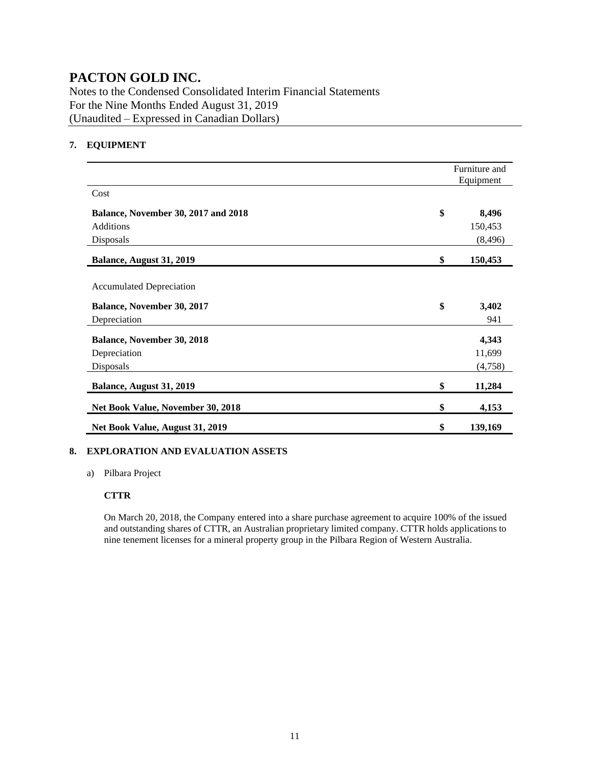# PACTON GOLD INC.

Notes to the Condensed Consolidated Interim Financial Statements
For the Nine Months Ended August 31, 2019
(Unaudited – Expressed in Canadian Dollars)

## 7. EQUIPMENT

| | | Furniture and Equipment |
|---|---|---|
| Cost | | |
| **Balance, November 30, 2017 and 2018** | **$** | **8,496** |
| Additions | | 150,453 |
| Disposals | | (8,496) |
| **Balance, August 31, 2019** | **$** | **150,453** |
| | | |
| Accumulated Depreciation | | |
| **Balance, November 30, 2017** | **$** | **3,402** |
| Depreciation | | 941 |
| **Balance, November 30, 2018** | | **4,343** |
| Depreciation | | 11,699 |
| Disposals | | (4,758) |
| **Balance, August 31, 2019** | **$** | **11,284** |
| **Net Book Value, November 30, 2018** | **$** | **4,153** |
| **Net Book Value, August 31, 2019** | **$** | **139,169** |

## 8. EXPLORATION AND EVALUATION ASSETS

a) Pilbara Project

**CTTR**

On March 20, 2018, the Company entered into a share purchase agreement to acquire 100% of the issued and outstanding shares of CTTR, an Australian proprietary limited company. CTTR holds applications to nine tenement licenses for a mineral property group in the Pilbara Region of Western Australia.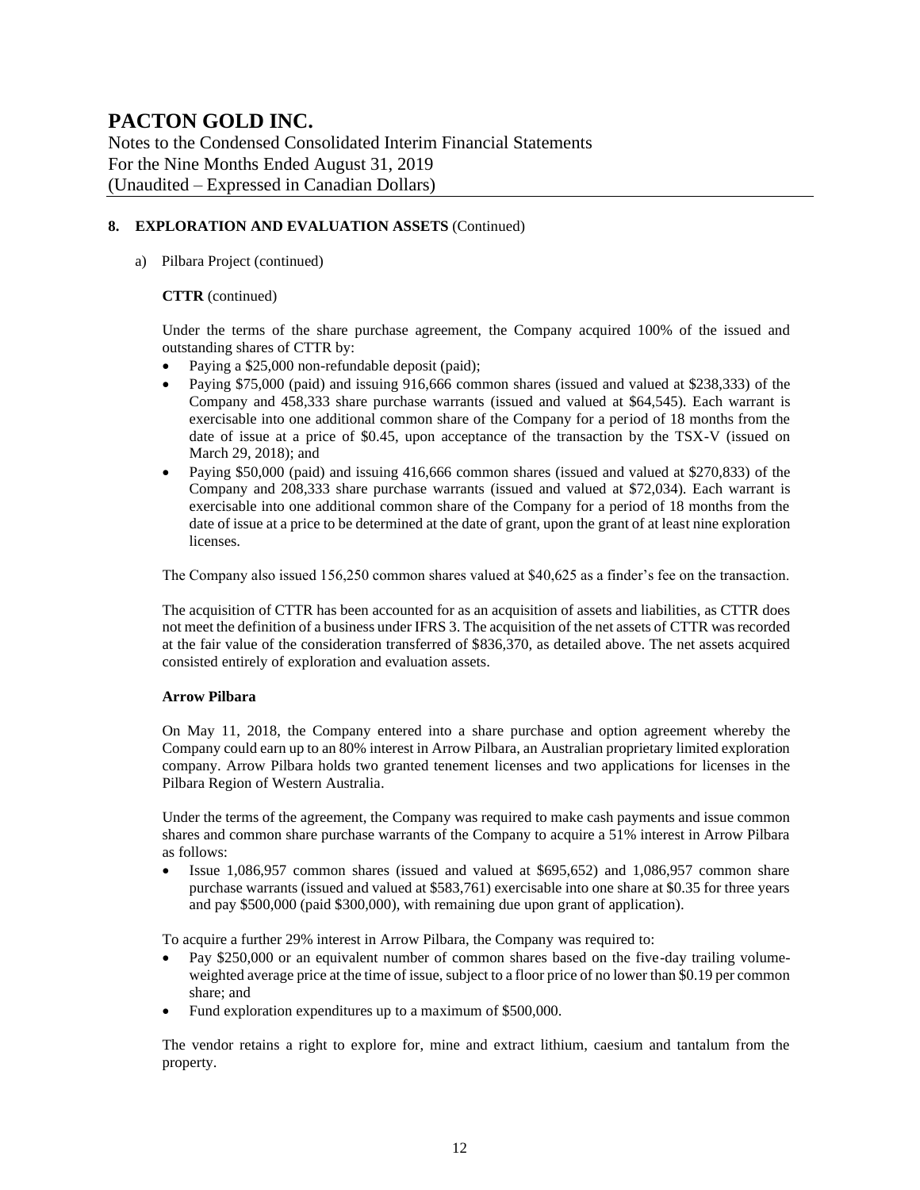## 8. EXPLORATION AND EVALUATION ASSETS (Continued)

a) Pilbara Project (continued)

**CTTR** (continued)

Under the terms of the share purchase agreement, the Company acquired 100% of the issued and outstanding shares of CTTR by:

- Paying a $25,000 non-refundable deposit (paid);
- Paying $75,000 (paid) and issuing 916,666 common shares (issued and valued at $238,333) of the Company and 458,333 share purchase warrants (issued and valued at $64,545). Each warrant is exercisable into one additional common share of the Company for a period of 18 months from the date of issue at a price of $0.45, upon acceptance of the transaction by the TSX-V (issued on March 29, 2018); and
- Paying $50,000 (paid) and issuing 416,666 common shares (issued and valued at $270,833) of the Company and 208,333 share purchase warrants (issued and valued at $72,034). Each warrant is exercisable into one additional common share of the Company for a period of 18 months from the date of issue at a price to be determined at the date of grant, upon the grant of at least nine exploration licenses.

The Company also issued 156,250 common shares valued at $40,625 as a finder's fee on the transaction.

The acquisition of CTTR has been accounted for as an acquisition of assets and liabilities, as CTTR does not meet the definition of a business under IFRS 3. The acquisition of the net assets of CTTR was recorded at the fair value of the consideration transferred of $836,370, as detailed above. The net assets acquired consisted entirely of exploration and evaluation assets.

**Arrow Pilbara**

On May 11, 2018, the Company entered into a share purchase and option agreement whereby the Company could earn up to an 80% interest in Arrow Pilbara, an Australian proprietary limited exploration company. Arrow Pilbara holds two granted tenement licenses and two applications for licenses in the Pilbara Region of Western Australia.

Under the terms of the agreement, the Company was required to make cash payments and issue common shares and common share purchase warrants of the Company to acquire a 51% interest in Arrow Pilbara as follows:

- Issue 1,086,957 common shares (issued and valued at $695,652) and 1,086,957 common share purchase warrants (issued and valued at $583,761) exercisable into one share at $0.35 for three years and pay $500,000 (paid $300,000), with remaining due upon grant of application).

To acquire a further 29% interest in Arrow Pilbara, the Company was required to:

- Pay $250,000 or an equivalent number of common shares based on the five-day trailing volume-weighted average price at the time of issue, subject to a floor price of no lower than $0.19 per common share; and
- Fund exploration expenditures up to a maximum of $500,000.

The vendor retains a right to explore for, mine and extract lithium, caesium and tantalum from the property.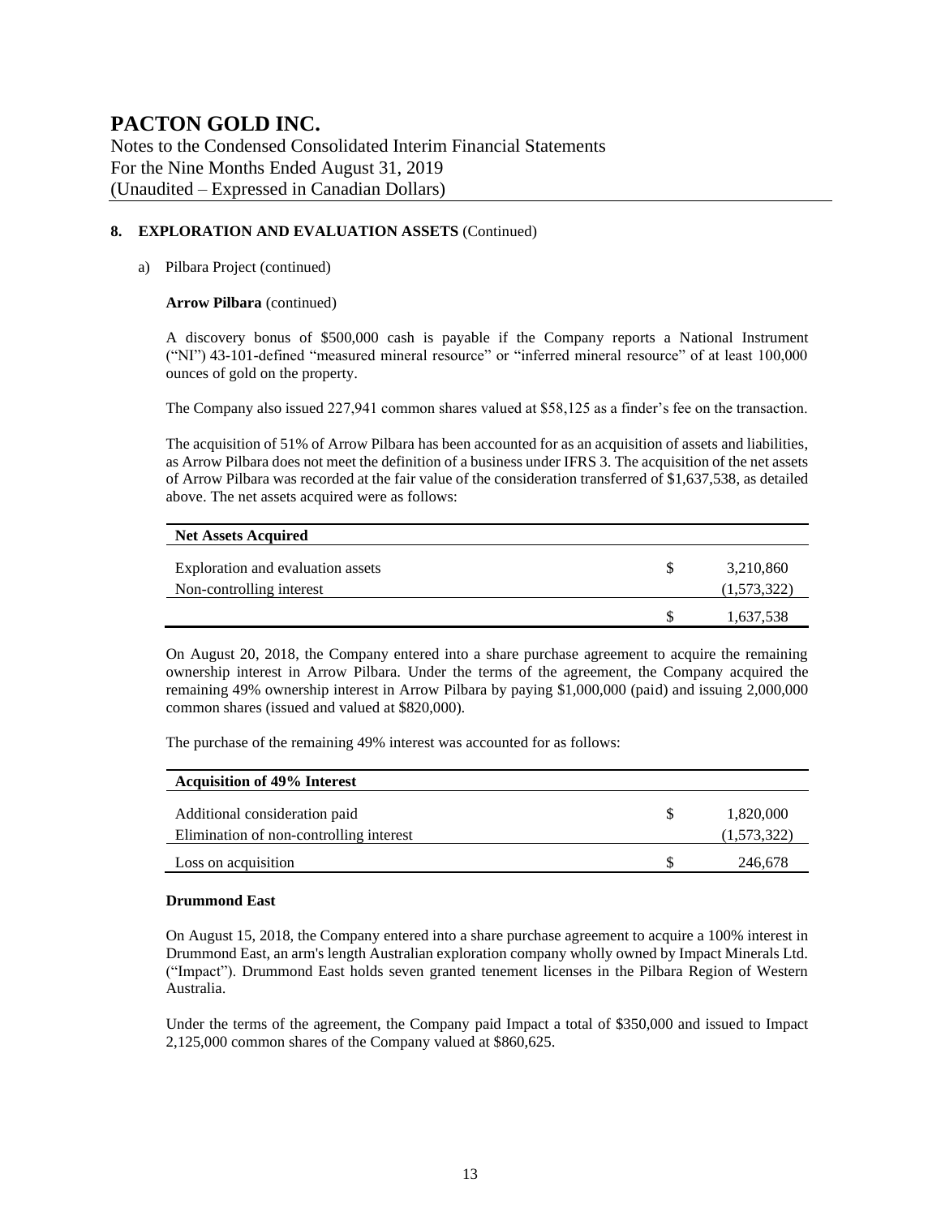## 8. EXPLORATION AND EVALUATION ASSETS (Continued)

a) Pilbara Project (continued)

**Arrow Pilbara** (continued)

A discovery bonus of $500,000 cash is payable if the Company reports a National Instrument ("NI") 43-101-defined "measured mineral resource" or "inferred mineral resource" of at least 100,000 ounces of gold on the property.

The Company also issued 227,941 common shares valued at $58,125 as a finder's fee on the transaction.

The acquisition of 51% of Arrow Pilbara has been accounted for as an acquisition of assets and liabilities, as Arrow Pilbara does not meet the definition of a business under IFRS 3. The acquisition of the net assets of Arrow Pilbara was recorded at the fair value of the consideration transferred of $1,637,538, as detailed above. The net assets acquired were as follows:

| Net Assets Acquired | | |
|---|---|---|
| Exploration and evaluation assets | $ | 3,210,860 |
| Non-controlling interest | | (1,573,322) |
| | $ | 1,637,538 |

On August 20, 2018, the Company entered into a share purchase agreement to acquire the remaining ownership interest in Arrow Pilbara. Under the terms of the agreement, the Company acquired the remaining 49% ownership interest in Arrow Pilbara by paying $1,000,000 (paid) and issuing 2,000,000 common shares (issued and valued at $820,000).

The purchase of the remaining 49% interest was accounted for as follows:

| Acquisition of 49% Interest | | |
|---|---|---|
| Additional consideration paid | $ | 1,820,000 |
| Elimination of non-controlling interest | | (1,573,322) |
| Loss on acquisition | $ | 246,678 |

**Drummond East**

On August 15, 2018, the Company entered into a share purchase agreement to acquire a 100% interest in Drummond East, an arm's length Australian exploration company wholly owned by Impact Minerals Ltd. ("Impact"). Drummond East holds seven granted tenement licenses in the Pilbara Region of Western Australia.

Under the terms of the agreement, the Company paid Impact a total of $350,000 and issued to Impact 2,125,000 common shares of the Company valued at $860,625.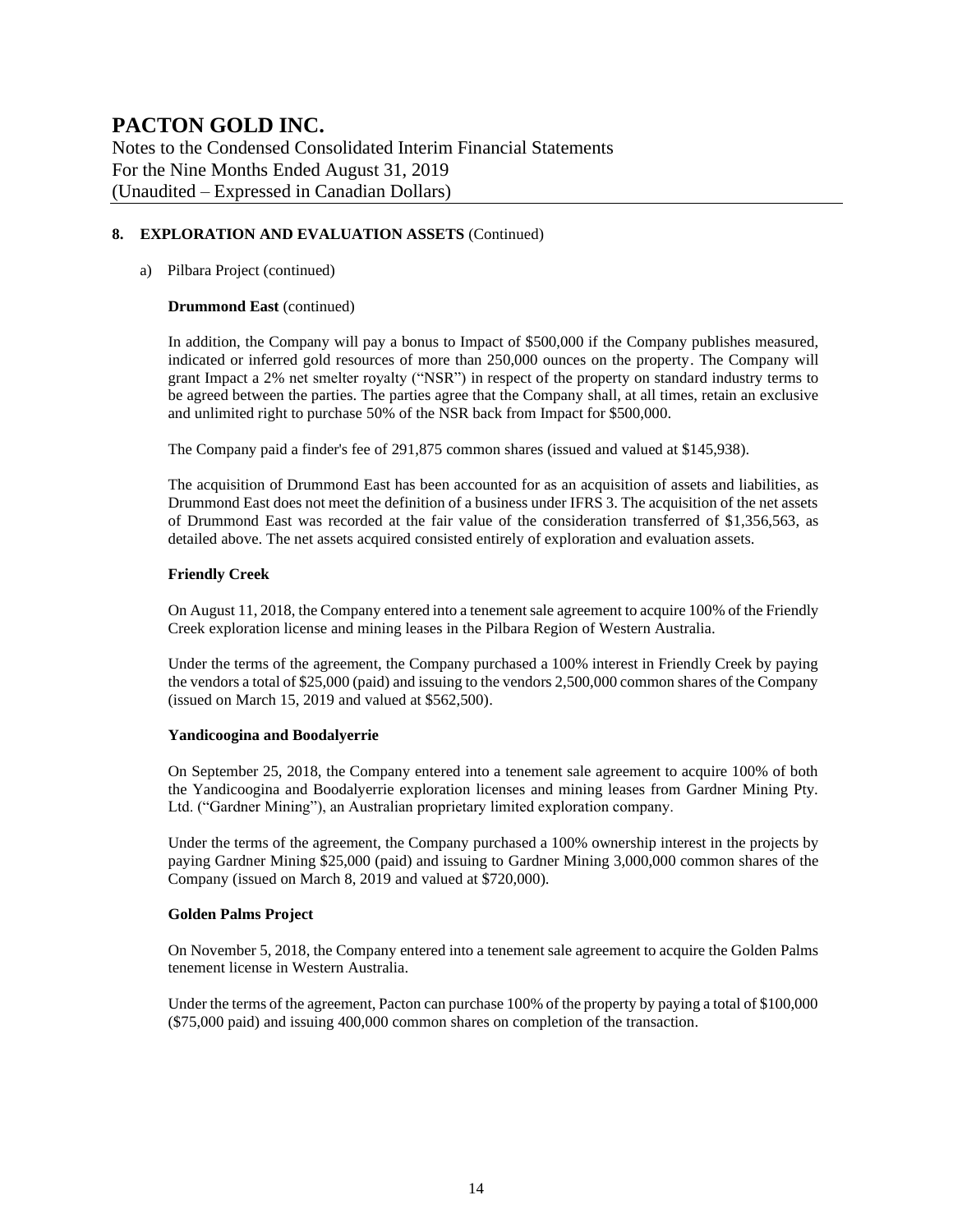## 8. EXPLORATION AND EVALUATION ASSETS (Continued)

a) Pilbara Project (continued)

**Drummond East** (continued)

In addition, the Company will pay a bonus to Impact of $500,000 if the Company publishes measured, indicated or inferred gold resources of more than 250,000 ounces on the property. The Company will grant Impact a 2% net smelter royalty ("NSR") in respect of the property on standard industry terms to be agreed between the parties. The parties agree that the Company shall, at all times, retain an exclusive and unlimited right to purchase 50% of the NSR back from Impact for $500,000.

The Company paid a finder's fee of 291,875 common shares (issued and valued at $145,938).

The acquisition of Drummond East has been accounted for as an acquisition of assets and liabilities, as Drummond East does not meet the definition of a business under IFRS 3. The acquisition of the net assets of Drummond East was recorded at the fair value of the consideration transferred of $1,356,563, as detailed above. The net assets acquired consisted entirely of exploration and evaluation assets.

**Friendly Creek**

On August 11, 2018, the Company entered into a tenement sale agreement to acquire 100% of the Friendly Creek exploration license and mining leases in the Pilbara Region of Western Australia.

Under the terms of the agreement, the Company purchased a 100% interest in Friendly Creek by paying the vendors a total of $25,000 (paid) and issuing to the vendors 2,500,000 common shares of the Company (issued on March 15, 2019 and valued at $562,500).

**Yandicoogina and Boodalyerrie**

On September 25, 2018, the Company entered into a tenement sale agreement to acquire 100% of both the Yandicoogina and Boodalyerrie exploration licenses and mining leases from Gardner Mining Pty. Ltd. ("Gardner Mining"), an Australian proprietary limited exploration company.

Under the terms of the agreement, the Company purchased a 100% ownership interest in the projects by paying Gardner Mining $25,000 (paid) and issuing to Gardner Mining 3,000,000 common shares of the Company (issued on March 8, 2019 and valued at $720,000).

**Golden Palms Project**

On November 5, 2018, the Company entered into a tenement sale agreement to acquire the Golden Palms tenement license in Western Australia.

Under the terms of the agreement, Pacton can purchase 100% of the property by paying a total of $100,000 ($75,000 paid) and issuing 400,000 common shares on completion of the transaction.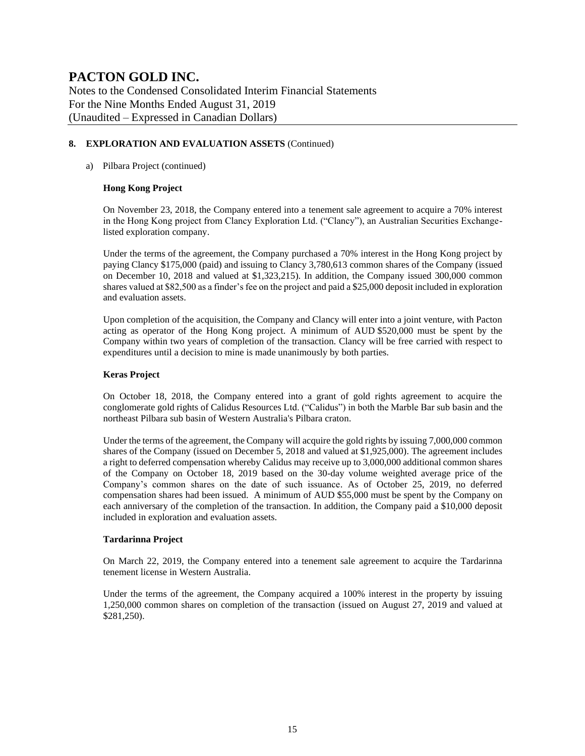# PACTON GOLD INC.

Notes to the Condensed Consolidated Interim Financial Statements
For the Nine Months Ended August 31, 2019
(Unaudited – Expressed in Canadian Dollars)

## 8. EXPLORATION AND EVALUATION ASSETS (Continued)

a) Pilbara Project (continued)

### Hong Kong Project

On November 23, 2018, the Company entered into a tenement sale agreement to acquire a 70% interest in the Hong Kong project from Clancy Exploration Ltd. ("Clancy"), an Australian Securities Exchange-listed exploration company.

Under the terms of the agreement, the Company purchased a 70% interest in the Hong Kong project by paying Clancy $175,000 (paid) and issuing to Clancy 3,780,613 common shares of the Company (issued on December 10, 2018 and valued at $1,323,215). In addition, the Company issued 300,000 common shares valued at $82,500 as a finder's fee on the project and paid a $25,000 deposit included in exploration and evaluation assets.

Upon completion of the acquisition, the Company and Clancy will enter into a joint venture, with Pacton acting as operator of the Hong Kong project. A minimum of AUD $520,000 must be spent by the Company within two years of completion of the transaction. Clancy will be free carried with respect to expenditures until a decision to mine is made unanimously by both parties.

### Keras Project

On October 18, 2018, the Company entered into a grant of gold rights agreement to acquire the conglomerate gold rights of Calidus Resources Ltd. ("Calidus") in both the Marble Bar sub basin and the northeast Pilbara sub basin of Western Australia's Pilbara craton.

Under the terms of the agreement, the Company will acquire the gold rights by issuing 7,000,000 common shares of the Company (issued on December 5, 2018 and valued at $1,925,000). The agreement includes a right to deferred compensation whereby Calidus may receive up to 3,000,000 additional common shares of the Company on October 18, 2019 based on the 30-day volume weighted average price of the Company's common shares on the date of such issuance. As of October 25, 2019, no deferred compensation shares had been issued. A minimum of AUD $55,000 must be spent by the Company on each anniversary of the completion of the transaction. In addition, the Company paid a $10,000 deposit included in exploration and evaluation assets.

### Tardarinna Project

On March 22, 2019, the Company entered into a tenement sale agreement to acquire the Tardarinna tenement license in Western Australia.

Under the terms of the agreement, the Company acquired a 100% interest in the property by issuing 1,250,000 common shares on completion of the transaction (issued on August 27, 2019 and valued at $281,250).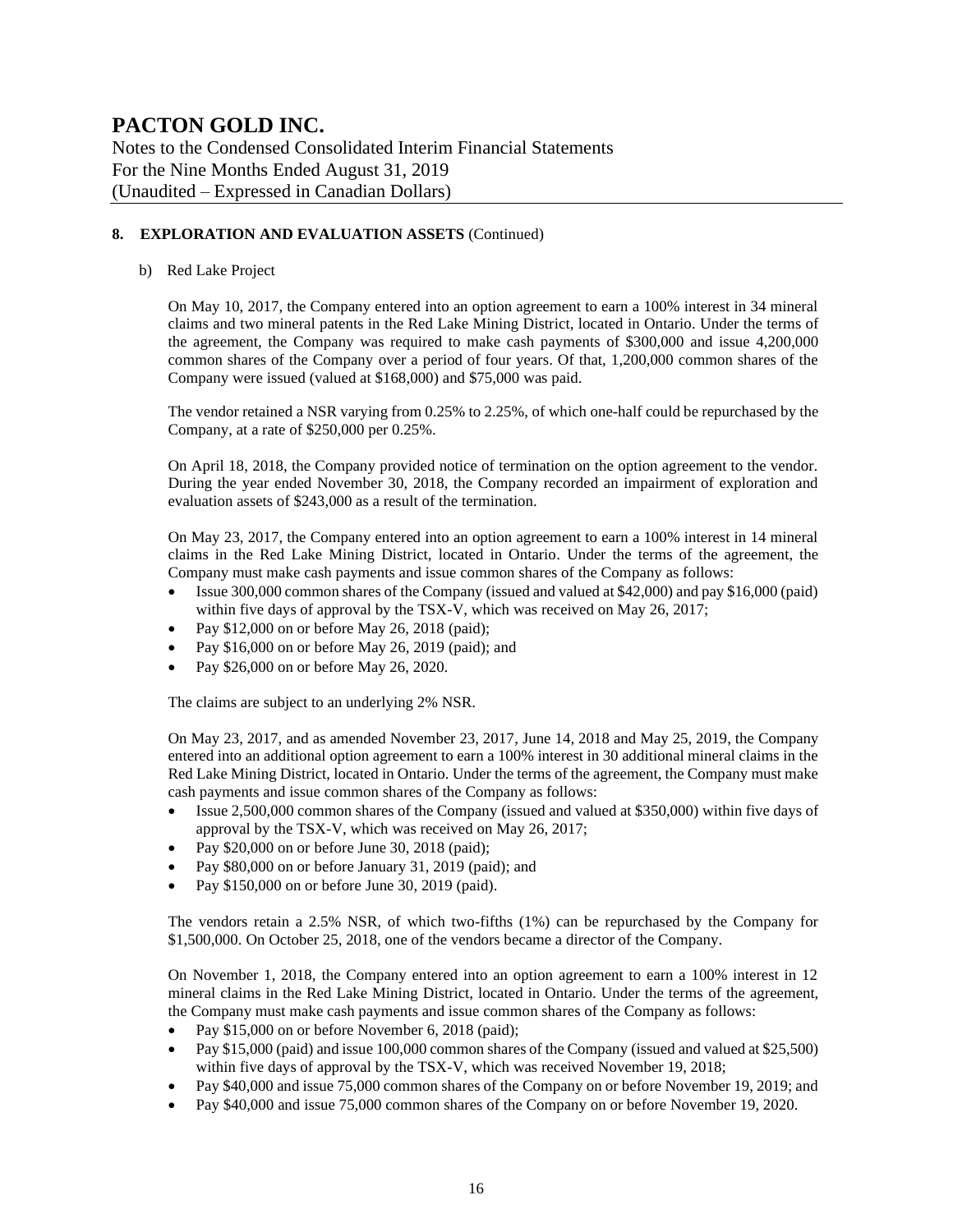## 8. EXPLORATION AND EVALUATION ASSETS (Continued)

b) Red Lake Project

On May 10, 2017, the Company entered into an option agreement to earn a 100% interest in 34 mineral claims and two mineral patents in the Red Lake Mining District, located in Ontario. Under the terms of the agreement, the Company was required to make cash payments of $300,000 and issue 4,200,000 common shares of the Company over a period of four years. Of that, 1,200,000 common shares of the Company were issued (valued at $168,000) and $75,000 was paid.

The vendor retained a NSR varying from 0.25% to 2.25%, of which one-half could be repurchased by the Company, at a rate of $250,000 per 0.25%.

On April 18, 2018, the Company provided notice of termination on the option agreement to the vendor. During the year ended November 30, 2018, the Company recorded an impairment of exploration and evaluation assets of $243,000 as a result of the termination.

On May 23, 2017, the Company entered into an option agreement to earn a 100% interest in 14 mineral claims in the Red Lake Mining District, located in Ontario. Under the terms of the agreement, the Company must make cash payments and issue common shares of the Company as follows:

- Issue 300,000 common shares of the Company (issued and valued at $42,000) and pay $16,000 (paid) within five days of approval by the TSX-V, which was received on May 26, 2017;
- Pay $12,000 on or before May 26, 2018 (paid);
- Pay $16,000 on or before May 26, 2019 (paid); and
- Pay $26,000 on or before May 26, 2020.

The claims are subject to an underlying 2% NSR.

On May 23, 2017, and as amended November 23, 2017, June 14, 2018 and May 25, 2019, the Company entered into an additional option agreement to earn a 100% interest in 30 additional mineral claims in the Red Lake Mining District, located in Ontario. Under the terms of the agreement, the Company must make cash payments and issue common shares of the Company as follows:

- Issue 2,500,000 common shares of the Company (issued and valued at $350,000) within five days of approval by the TSX-V, which was received on May 26, 2017;
- Pay $20,000 on or before June 30, 2018 (paid);
- Pay $80,000 on or before January 31, 2019 (paid); and
- Pay $150,000 on or before June 30, 2019 (paid).

The vendors retain a 2.5% NSR, of which two-fifths (1%) can be repurchased by the Company for $1,500,000. On October 25, 2018, one of the vendors became a director of the Company.

On November 1, 2018, the Company entered into an option agreement to earn a 100% interest in 12 mineral claims in the Red Lake Mining District, located in Ontario. Under the terms of the agreement, the Company must make cash payments and issue common shares of the Company as follows:

- Pay $15,000 on or before November 6, 2018 (paid);
- Pay $15,000 (paid) and issue 100,000 common shares of the Company (issued and valued at $25,500) within five days of approval by the TSX-V, which was received November 19, 2018;
- Pay $40,000 and issue 75,000 common shares of the Company on or before November 19, 2019; and
- Pay $40,000 and issue 75,000 common shares of the Company on or before November 19, 2020.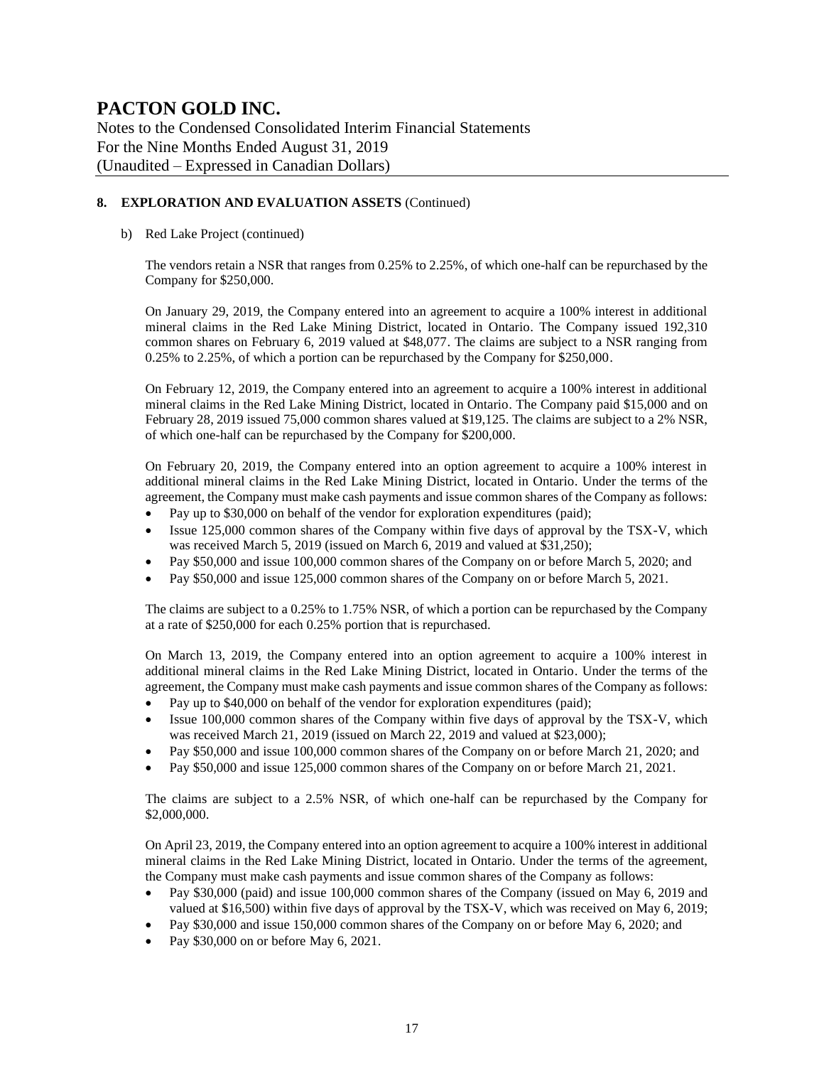## 8. EXPLORATION AND EVALUATION ASSETS (Continued)

b) Red Lake Project (continued)

The vendors retain a NSR that ranges from 0.25% to 2.25%, of which one-half can be repurchased by the Company for $250,000.

On January 29, 2019, the Company entered into an agreement to acquire a 100% interest in additional mineral claims in the Red Lake Mining District, located in Ontario. The Company issued 192,310 common shares on February 6, 2019 valued at $48,077. The claims are subject to a NSR ranging from 0.25% to 2.25%, of which a portion can be repurchased by the Company for $250,000.

On February 12, 2019, the Company entered into an agreement to acquire a 100% interest in additional mineral claims in the Red Lake Mining District, located in Ontario. The Company paid $15,000 and on February 28, 2019 issued 75,000 common shares valued at $19,125. The claims are subject to a 2% NSR, of which one-half can be repurchased by the Company for $200,000.

On February 20, 2019, the Company entered into an option agreement to acquire a 100% interest in additional mineral claims in the Red Lake Mining District, located in Ontario. Under the terms of the agreement, the Company must make cash payments and issue common shares of the Company as follows:

- Pay up to $30,000 on behalf of the vendor for exploration expenditures (paid);
- Issue 125,000 common shares of the Company within five days of approval by the TSX-V, which was received March 5, 2019 (issued on March 6, 2019 and valued at $31,250);
- Pay $50,000 and issue 100,000 common shares of the Company on or before March 5, 2020; and
- Pay $50,000 and issue 125,000 common shares of the Company on or before March 5, 2021.

The claims are subject to a 0.25% to 1.75% NSR, of which a portion can be repurchased by the Company at a rate of $250,000 for each 0.25% portion that is repurchased.

On March 13, 2019, the Company entered into an option agreement to acquire a 100% interest in additional mineral claims in the Red Lake Mining District, located in Ontario. Under the terms of the agreement, the Company must make cash payments and issue common shares of the Company as follows:

- Pay up to $40,000 on behalf of the vendor for exploration expenditures (paid);
- Issue 100,000 common shares of the Company within five days of approval by the TSX-V, which was received March 21, 2019 (issued on March 22, 2019 and valued at $23,000);
- Pay $50,000 and issue 100,000 common shares of the Company on or before March 21, 2020; and
- Pay $50,000 and issue 125,000 common shares of the Company on or before March 21, 2021.

The claims are subject to a 2.5% NSR, of which one-half can be repurchased by the Company for $2,000,000.

On April 23, 2019, the Company entered into an option agreement to acquire a 100% interest in additional mineral claims in the Red Lake Mining District, located in Ontario. Under the terms of the agreement, the Company must make cash payments and issue common shares of the Company as follows:

- Pay $30,000 (paid) and issue 100,000 common shares of the Company (issued on May 6, 2019 and valued at $16,500) within five days of approval by the TSX-V, which was received on May 6, 2019;
- Pay $30,000 and issue 150,000 common shares of the Company on or before May 6, 2020; and
- Pay $30,000 on or before May 6, 2021.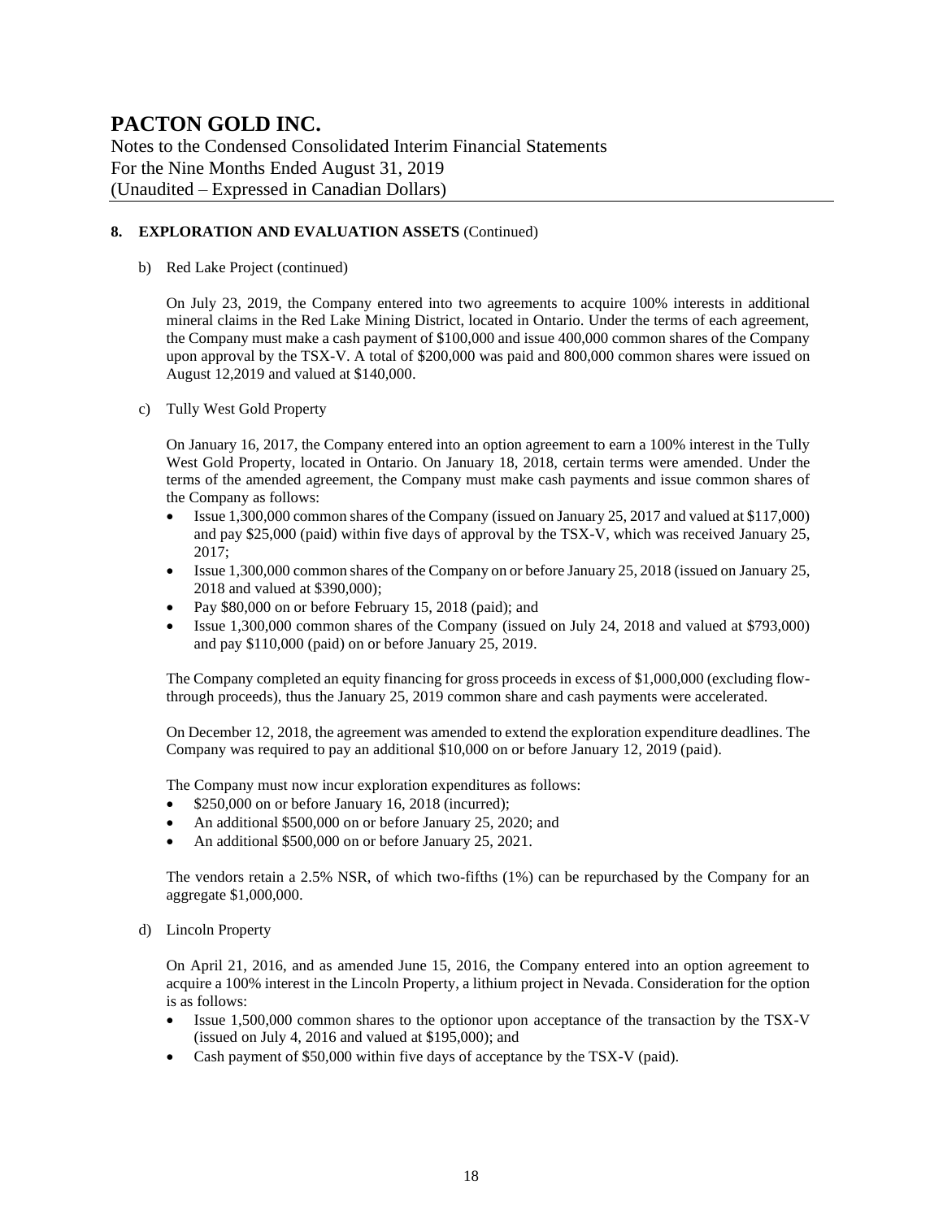# PACTON GOLD INC.

Notes to the Condensed Consolidated Interim Financial Statements
For the Nine Months Ended August 31, 2019
(Unaudited – Expressed in Canadian Dollars)

**8. EXPLORATION AND EVALUATION ASSETS** (Continued)

b) Red Lake Project (continued)

On July 23, 2019, the Company entered into two agreements to acquire 100% interests in additional mineral claims in the Red Lake Mining District, located in Ontario. Under the terms of each agreement, the Company must make a cash payment of $100,000 and issue 400,000 common shares of the Company upon approval by the TSX-V. A total of $200,000 was paid and 800,000 common shares were issued on August 12,2019 and valued at $140,000.

c) Tully West Gold Property

On January 16, 2017, the Company entered into an option agreement to earn a 100% interest in the Tully West Gold Property, located in Ontario. On January 18, 2018, certain terms were amended. Under the terms of the amended agreement, the Company must make cash payments and issue common shares of the Company as follows:

- Issue 1,300,000 common shares of the Company (issued on January 25, 2017 and valued at $117,000) and pay $25,000 (paid) within five days of approval by the TSX-V, which was received January 25, 2017;
- Issue 1,300,000 common shares of the Company on or before January 25, 2018 (issued on January 25, 2018 and valued at $390,000);
- Pay $80,000 on or before February 15, 2018 (paid); and
- Issue 1,300,000 common shares of the Company (issued on July 24, 2018 and valued at $793,000) and pay $110,000 (paid) on or before January 25, 2019.

The Company completed an equity financing for gross proceeds in excess of $1,000,000 (excluding flow-through proceeds), thus the January 25, 2019 common share and cash payments were accelerated.

On December 12, 2018, the agreement was amended to extend the exploration expenditure deadlines. The Company was required to pay an additional $10,000 on or before January 12, 2019 (paid).

The Company must now incur exploration expenditures as follows:

- $250,000 on or before January 16, 2018 (incurred);
- An additional $500,000 on or before January 25, 2020; and
- An additional $500,000 on or before January 25, 2021.

The vendors retain a 2.5% NSR, of which two-fifths (1%) can be repurchased by the Company for an aggregate $1,000,000.

d) Lincoln Property

On April 21, 2016, and as amended June 15, 2016, the Company entered into an option agreement to acquire a 100% interest in the Lincoln Property, a lithium project in Nevada. Consideration for the option is as follows:

- Issue 1,500,000 common shares to the optionor upon acceptance of the transaction by the TSX-V (issued on July 4, 2016 and valued at $195,000); and
- Cash payment of $50,000 within five days of acceptance by the TSX-V (paid).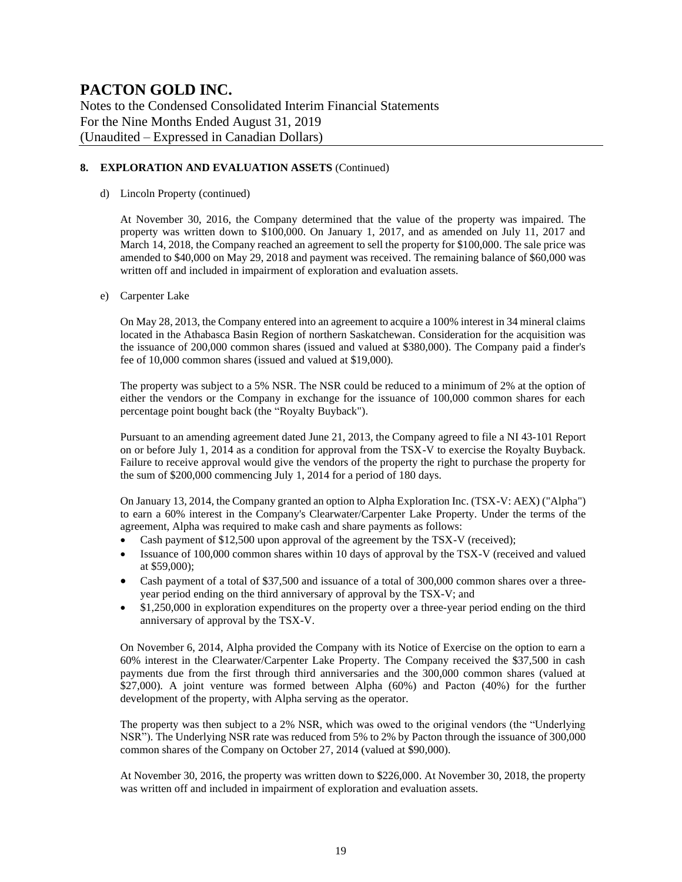## 8. EXPLORATION AND EVALUATION ASSETS (Continued)

d) Lincoln Property (continued)

At November 30, 2016, the Company determined that the value of the property was impaired. The property was written down to $100,000. On January 1, 2017, and as amended on July 11, 2017 and March 14, 2018, the Company reached an agreement to sell the property for $100,000. The sale price was amended to $40,000 on May 29, 2018 and payment was received. The remaining balance of $60,000 was written off and included in impairment of exploration and evaluation assets.

e) Carpenter Lake

On May 28, 2013, the Company entered into an agreement to acquire a 100% interest in 34 mineral claims located in the Athabasca Basin Region of northern Saskatchewan. Consideration for the acquisition was the issuance of 200,000 common shares (issued and valued at $380,000). The Company paid a finder's fee of 10,000 common shares (issued and valued at $19,000).

The property was subject to a 5% NSR. The NSR could be reduced to a minimum of 2% at the option of either the vendors or the Company in exchange for the issuance of 100,000 common shares for each percentage point bought back (the "Royalty Buyback").

Pursuant to an amending agreement dated June 21, 2013, the Company agreed to file a NI 43-101 Report on or before July 1, 2014 as a condition for approval from the TSX-V to exercise the Royalty Buyback. Failure to receive approval would give the vendors of the property the right to purchase the property for the sum of $200,000 commencing July 1, 2014 for a period of 180 days.

On January 13, 2014, the Company granted an option to Alpha Exploration Inc. (TSX-V: AEX) ("Alpha") to earn a 60% interest in the Company's Clearwater/Carpenter Lake Property. Under the terms of the agreement, Alpha was required to make cash and share payments as follows:

- Cash payment of $12,500 upon approval of the agreement by the TSX-V (received);
- Issuance of 100,000 common shares within 10 days of approval by the TSX-V (received and valued at $59,000);
- Cash payment of a total of $37,500 and issuance of a total of 300,000 common shares over a three-year period ending on the third anniversary of approval by the TSX-V; and
- $1,250,000 in exploration expenditures on the property over a three-year period ending on the third anniversary of approval by the TSX-V.

On November 6, 2014, Alpha provided the Company with its Notice of Exercise on the option to earn a 60% interest in the Clearwater/Carpenter Lake Property. The Company received the $37,500 in cash payments due from the first through third anniversaries and the 300,000 common shares (valued at $27,000). A joint venture was formed between Alpha (60%) and Pacton (40%) for the further development of the property, with Alpha serving as the operator.

The property was then subject to a 2% NSR, which was owed to the original vendors (the "Underlying NSR"). The Underlying NSR rate was reduced from 5% to 2% by Pacton through the issuance of 300,000 common shares of the Company on October 27, 2014 (valued at $90,000).

At November 30, 2016, the property was written down to $226,000. At November 30, 2018, the property was written off and included in impairment of exploration and evaluation assets.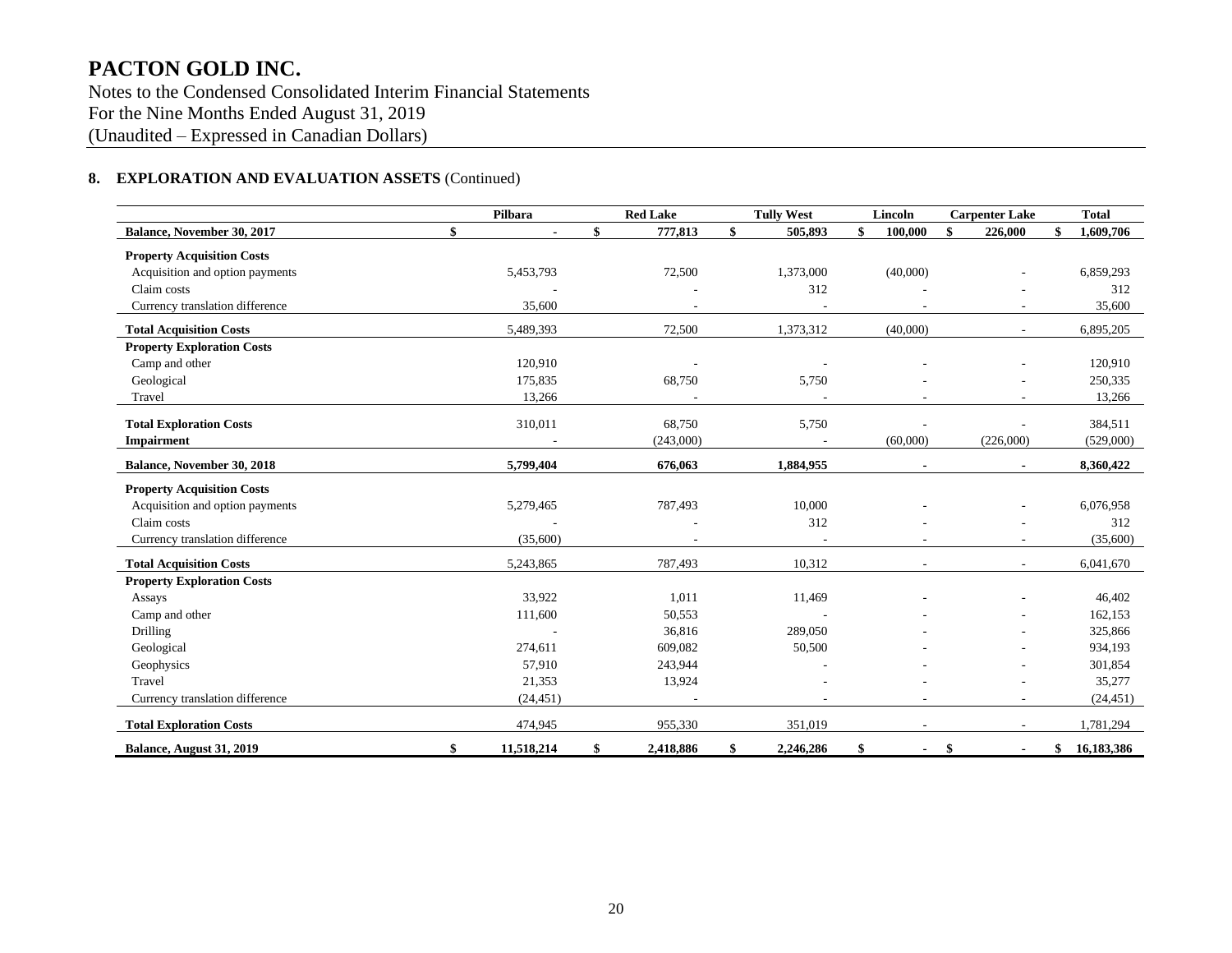# PACTON GOLD INC.

Notes to the Condensed Consolidated Interim Financial Statements
For the Nine Months Ended August 31, 2019
(Unaudited – Expressed in Canadian Dollars)

## 8. EXPLORATION AND EVALUATION ASSETS (Continued)

| | Pilbara | Red Lake | Tully West | Lincoln | Carpenter Lake | Total |
|---|---|---|---|---|---|---|
| **Balance, November 30, 2017** | $ - | $ 777,813 | $ 505,893 | $ 100,000 | $ 226,000 | $ 1,609,706 |
| **Property Acquisition Costs** | | | | | | |
| Acquisition and option payments | 5,453,793 | 72,500 | 1,373,000 | (40,000) | - | 6,859,293 |
| Claim costs | - | - | 312 | - | - | 312 |
| Currency translation difference | 35,600 | - | - | - | - | 35,600 |
| **Total Acquisition Costs** | 5,489,393 | 72,500 | 1,373,312 | (40,000) | - | 6,895,205 |
| **Property Exploration Costs** | | | | | | |
| Camp and other | 120,910 | - | - | - | - | 120,910 |
| Geological | 175,835 | 68,750 | 5,750 | - | - | 250,335 |
| Travel | 13,266 | - | - | - | - | 13,266 |
| **Total Exploration Costs** | 310,011 | 68,750 | 5,750 | - | - | 384,511 |
| **Impairment** | - | (243,000) | - | (60,000) | (226,000) | (529,000) |
| **Balance, November 30, 2018** | **5,799,404** | **676,063** | **1,884,955** | **-** | **-** | **8,360,422** |
| **Property Acquisition Costs** | | | | | | |
| Acquisition and option payments | 5,279,465 | 787,493 | 10,000 | - | - | 6,076,958 |
| Claim costs | - | - | 312 | - | - | 312 |
| Currency translation difference | (35,600) | - | - | - | - | (35,600) |
| **Total Acquisition Costs** | 5,243,865 | 787,493 | 10,312 | - | - | 6,041,670 |
| **Property Exploration Costs** | | | | | | |
| Assays | 33,922 | 1,011 | 11,469 | - | - | 46,402 |
| Camp and other | 111,600 | 50,553 | - | - | - | 162,153 |
| Drilling | - | 36,816 | 289,050 | - | - | 325,866 |
| Geological | 274,611 | 609,082 | 50,500 | - | - | 934,193 |
| Geophysics | 57,910 | 243,944 | - | - | - | 301,854 |
| Travel | 21,353 | 13,924 | - | - | - | 35,277 |
| Currency translation difference | (24,451) | - | - | - | - | (24,451) |
| **Total Exploration Costs** | 474,945 | 955,330 | 351,019 | - | - | 1,781,294 |
| **Balance, August 31, 2019** | **$ 11,518,214** | **$ 2,418,886** | **$ 2,246,286** | **$ -** | **$ -** | **$ 16,183,386** |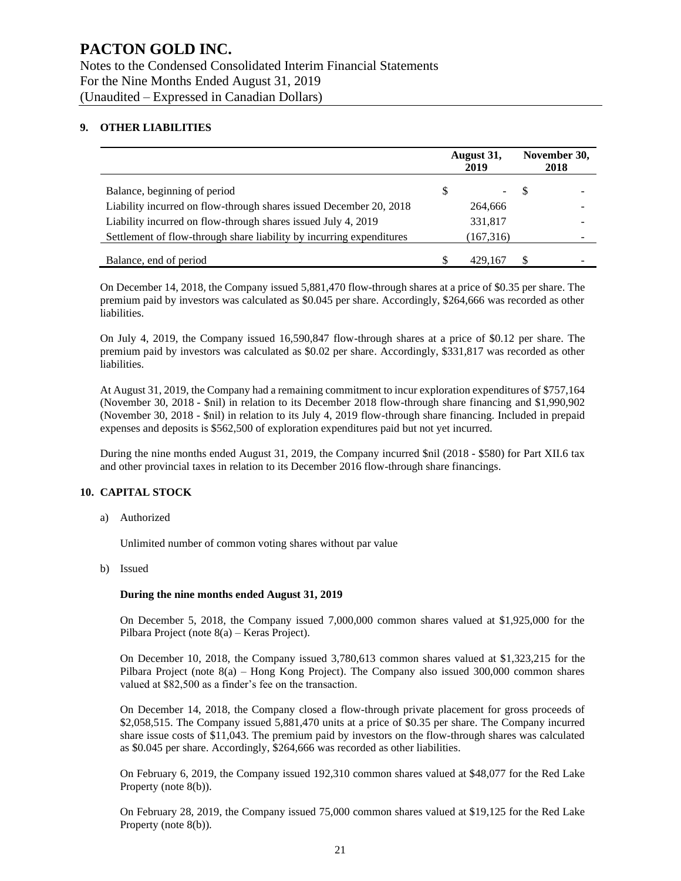# PACTON GOLD INC.

Notes to the Condensed Consolidated Interim Financial Statements
For the Nine Months Ended August 31, 2019
(Unaudited – Expressed in Canadian Dollars)

## 9. OTHER LIABILITIES

| | August 31, 2019 | November 30, 2018 |
|---|---|---|
| Balance, beginning of period | $ - | $ - |
| Liability incurred on flow-through shares issued December 20, 2018 | 264,666 | - |
| Liability incurred on flow-through shares issued July 4, 2019 | 331,817 | - |
| Settlement of flow-through share liability by incurring expenditures | (167,316) | - |
| Balance, end of period | $ 429,167 | $ - |

On December 14, 2018, the Company issued 5,881,470 flow-through shares at a price of $0.35 per share. The premium paid by investors was calculated as $0.045 per share. Accordingly, $264,666 was recorded as other liabilities.

On July 4, 2019, the Company issued 16,590,847 flow-through shares at a price of $0.12 per share. The premium paid by investors was calculated as $0.02 per share. Accordingly, $331,817 was recorded as other liabilities.

At August 31, 2019, the Company had a remaining commitment to incur exploration expenditures of $757,164 (November 30, 2018 - $nil) in relation to its December 2018 flow-through share financing and $1,990,902 (November 30, 2018 - $nil) in relation to its July 4, 2019 flow-through share financing. Included in prepaid expenses and deposits is $562,500 of exploration expenditures paid but not yet incurred.

During the nine months ended August 31, 2019, the Company incurred $nil (2018 - $580) for Part XII.6 tax and other provincial taxes in relation to its December 2016 flow-through share financings.

## 10. CAPITAL STOCK

a) Authorized

Unlimited number of common voting shares without par value

b) Issued

**During the nine months ended August 31, 2019**

On December 5, 2018, the Company issued 7,000,000 common shares valued at $1,925,000 for the Pilbara Project (note 8(a) – Keras Project).

On December 10, 2018, the Company issued 3,780,613 common shares valued at $1,323,215 for the Pilbara Project (note 8(a) – Hong Kong Project). The Company also issued 300,000 common shares valued at $82,500 as a finder's fee on the transaction.

On December 14, 2018, the Company closed a flow-through private placement for gross proceeds of $2,058,515. The Company issued 5,881,470 units at a price of $0.35 per share. The Company incurred share issue costs of $11,043. The premium paid by investors on the flow-through shares was calculated as $0.045 per share. Accordingly, $264,666 was recorded as other liabilities.

On February 6, 2019, the Company issued 192,310 common shares valued at $48,077 for the Red Lake Property (note 8(b)).

On February 28, 2019, the Company issued 75,000 common shares valued at $19,125 for the Red Lake Property (note 8(b)).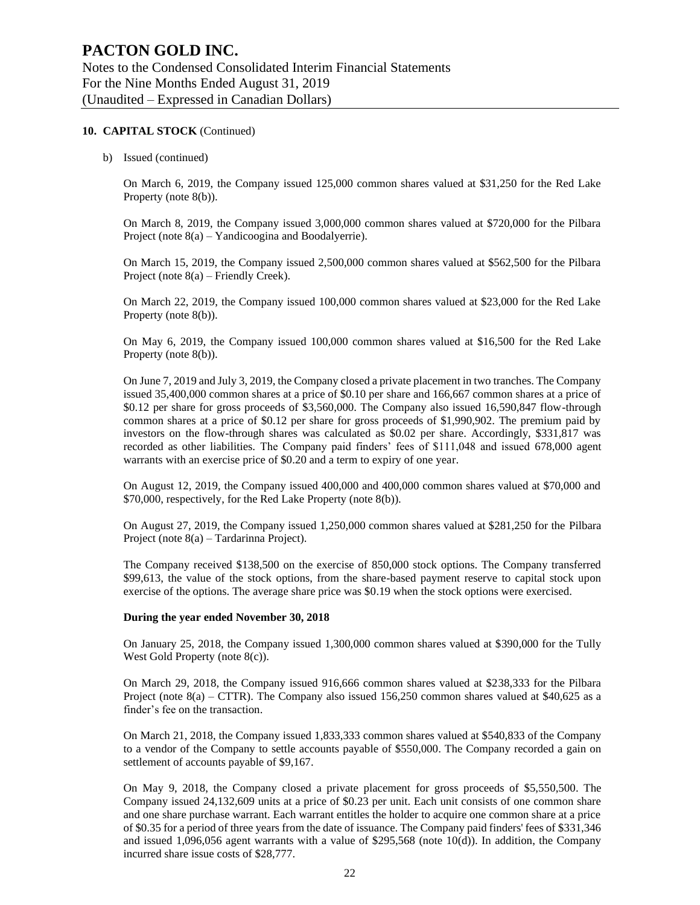**10. CAPITAL STOCK** (Continued)

b) Issued (continued)

On March 6, 2019, the Company issued 125,000 common shares valued at $31,250 for the Red Lake Property (note 8(b)).

On March 8, 2019, the Company issued 3,000,000 common shares valued at $720,000 for the Pilbara Project (note 8(a) – Yandicoogina and Boodalyerrie).

On March 15, 2019, the Company issued 2,500,000 common shares valued at $562,500 for the Pilbara Project (note 8(a) – Friendly Creek).

On March 22, 2019, the Company issued 100,000 common shares valued at $23,000 for the Red Lake Property (note 8(b)).

On May 6, 2019, the Company issued 100,000 common shares valued at $16,500 for the Red Lake Property (note 8(b)).

On June 7, 2019 and July 3, 2019, the Company closed a private placement in two tranches. The Company issued 35,400,000 common shares at a price of $0.10 per share and 166,667 common shares at a price of $0.12 per share for gross proceeds of $3,560,000. The Company also issued 16,590,847 flow-through common shares at a price of $0.12 per share for gross proceeds of $1,990,902. The premium paid by investors on the flow-through shares was calculated as $0.02 per share. Accordingly, $331,817 was recorded as other liabilities. The Company paid finders' fees of $111,048 and issued 678,000 agent warrants with an exercise price of $0.20 and a term to expiry of one year.

On August 12, 2019, the Company issued 400,000 and 400,000 common shares valued at $70,000 and $70,000, respectively, for the Red Lake Property (note 8(b)).

On August 27, 2019, the Company issued 1,250,000 common shares valued at $281,250 for the Pilbara Project (note 8(a) – Tardarinna Project).

The Company received $138,500 on the exercise of 850,000 stock options. The Company transferred $99,613, the value of the stock options, from the share-based payment reserve to capital stock upon exercise of the options. The average share price was $0.19 when the stock options were exercised.

**During the year ended November 30, 2018**

On January 25, 2018, the Company issued 1,300,000 common shares valued at $390,000 for the Tully West Gold Property (note 8(c)).

On March 29, 2018, the Company issued 916,666 common shares valued at $238,333 for the Pilbara Project (note 8(a) – CTTR). The Company also issued 156,250 common shares valued at $40,625 as a finder's fee on the transaction.

On March 21, 2018, the Company issued 1,833,333 common shares valued at $540,833 of the Company to a vendor of the Company to settle accounts payable of $550,000. The Company recorded a gain on settlement of accounts payable of $9,167.

On May 9, 2018, the Company closed a private placement for gross proceeds of $5,550,500. The Company issued 24,132,609 units at a price of $0.23 per unit. Each unit consists of one common share and one share purchase warrant. Each warrant entitles the holder to acquire one common share at a price of $0.35 for a period of three years from the date of issuance. The Company paid finders' fees of $331,346 and issued 1,096,056 agent warrants with a value of $295,568 (note 10(d)). In addition, the Company incurred share issue costs of $28,777.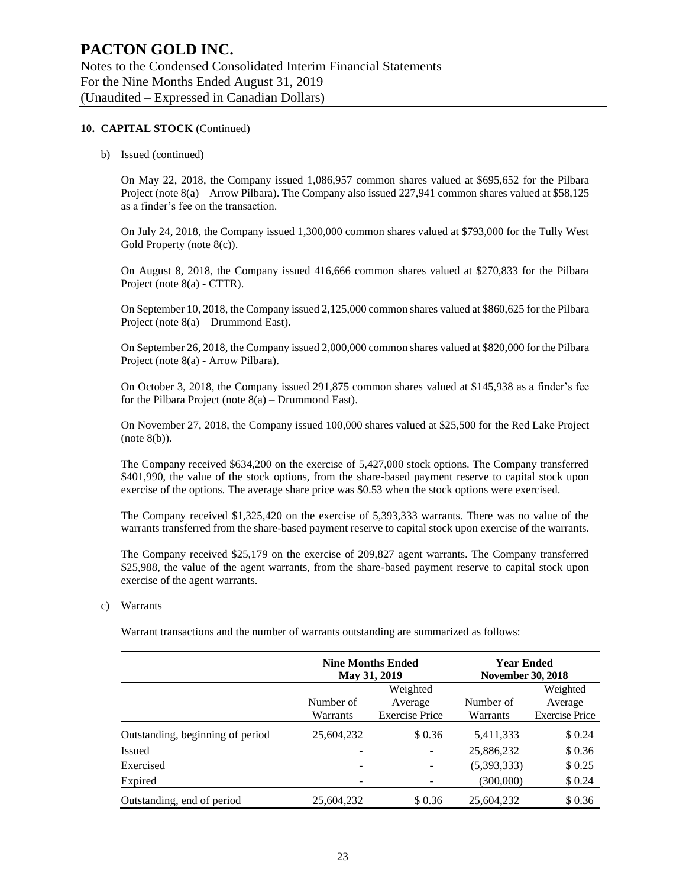# PACTON GOLD INC.

Notes to the Condensed Consolidated Interim Financial Statements
For the Nine Months Ended August 31, 2019
(Unaudited – Expressed in Canadian Dollars)

## 10. CAPITAL STOCK (Continued)

b) Issued (continued)

On May 22, 2018, the Company issued 1,086,957 common shares valued at $695,652 for the Pilbara Project (note 8(a) – Arrow Pilbara). The Company also issued 227,941 common shares valued at $58,125 as a finder's fee on the transaction.

On July 24, 2018, the Company issued 1,300,000 common shares valued at $793,000 for the Tully West Gold Property (note 8(c)).

On August 8, 2018, the Company issued 416,666 common shares valued at $270,833 for the Pilbara Project (note 8(a) - CTTR).

On September 10, 2018, the Company issued 2,125,000 common shares valued at $860,625 for the Pilbara Project (note 8(a) – Drummond East).

On September 26, 2018, the Company issued 2,000,000 common shares valued at $820,000 for the Pilbara Project (note 8(a) - Arrow Pilbara).

On October 3, 2018, the Company issued 291,875 common shares valued at $145,938 as a finder's fee for the Pilbara Project (note 8(a) – Drummond East).

On November 27, 2018, the Company issued 100,000 shares valued at $25,500 for the Red Lake Project (note 8(b)).

The Company received $634,200 on the exercise of 5,427,000 stock options. The Company transferred $401,990, the value of the stock options, from the share-based payment reserve to capital stock upon exercise of the options. The average share price was $0.53 when the stock options were exercised.

The Company received $1,325,420 on the exercise of 5,393,333 warrants. There was no value of the warrants transferred from the share-based payment reserve to capital stock upon exercise of the warrants.

The Company received $25,179 on the exercise of 209,827 agent warrants. The Company transferred $25,988, the value of the agent warrants, from the share-based payment reserve to capital stock upon exercise of the agent warrants.

c) Warrants

Warrant transactions and the number of warrants outstanding are summarized as follows:

| | Nine Months Ended May 31, 2019 | | Year Ended November 30, 2018 | |
|---|---|---|---|---|
| | Number of Warrants | Weighted Average Exercise Price | Number of Warrants | Weighted Average Exercise Price |
| Outstanding, beginning of period | 25,604,232 | $ 0.36 | 5,411,333 | $ 0.24 |
| Issued | - | - | 25,886,232 | $ 0.36 |
| Exercised | - | - | (5,393,333) | $ 0.25 |
| Expired | - | - | (300,000) | $ 0.24 |
| Outstanding, end of period | 25,604,232 | $ 0.36 | 25,604,232 | $ 0.36 |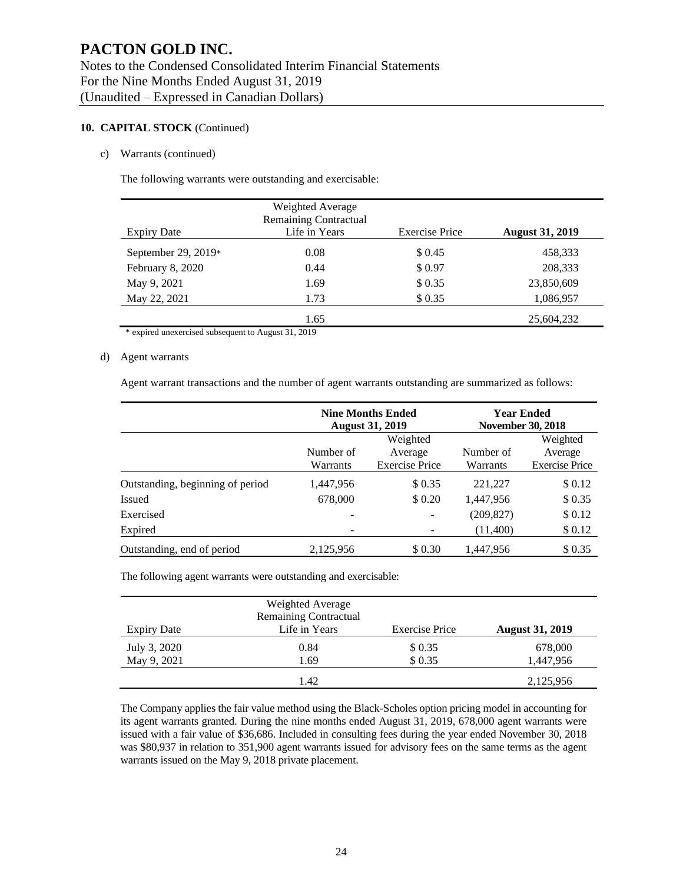# PACTON GOLD INC.

Notes to the Condensed Consolidated Interim Financial Statements
For the Nine Months Ended August 31, 2019
(Unaudited – Expressed in Canadian Dollars)

**10. CAPITAL STOCK** (Continued)

c) Warrants (continued)

The following warrants were outstanding and exercisable:

| Expiry Date | Weighted Average Remaining Contractual Life in Years | Exercise Price | **August 31, 2019** |
|---|---|---|---|
| September 29, 2019* | 0.08 | $ 0.45 | 458,333 |
| February 8, 2020 | 0.44 | $ 0.97 | 208,333 |
| May 9, 2021 | 1.69 | $ 0.35 | 23,850,609 |
| May 22, 2021 | 1.73 | $ 0.35 | 1,086,957 |
| | 1.65 | | 25,604,232 |

\* expired unexercised subsequent to August 31, 2019

d) Agent warrants

Agent warrant transactions and the number of agent warrants outstanding are summarized as follows:

| | **Nine Months Ended August 31, 2019** | | **Year Ended November 30, 2018** | |
|---|---|---|---|---|
| | Number of Warrants | Weighted Average Exercise Price | Number of Warrants | Weighted Average Exercise Price |
| Outstanding, beginning of period | 1,447,956 | $ 0.35 | 221,227 | $ 0.12 |
| Issued | 678,000 | $ 0.20 | 1,447,956 | $ 0.35 |
| Exercised | - | - | (209,827) | $ 0.12 |
| Expired | - | - | (11,400) | $ 0.12 |
| Outstanding, end of period | 2,125,956 | $ 0.30 | 1,447,956 | $ 0.35 |

The following agent warrants were outstanding and exercisable:

| Expiry Date | Weighted Average Remaining Contractual Life in Years | Exercise Price | **August 31, 2019** |
|---|---|---|---|
| July 3, 2020 | 0.84 | $ 0.35 | 678,000 |
| May 9, 2021 | 1.69 | $ 0.35 | 1,447,956 |
| | 1.42 | | 2,125,956 |

The Company applies the fair value method using the Black-Scholes option pricing model in accounting for its agent warrants granted. During the nine months ended August 31, 2019, 678,000 agent warrants were issued with a fair value of $36,686. Included in consulting fees during the year ended November 30, 2018 was $80,937 in relation to 351,900 agent warrants issued for advisory fees on the same terms as the agent warrants issued on the May 9, 2018 private placement.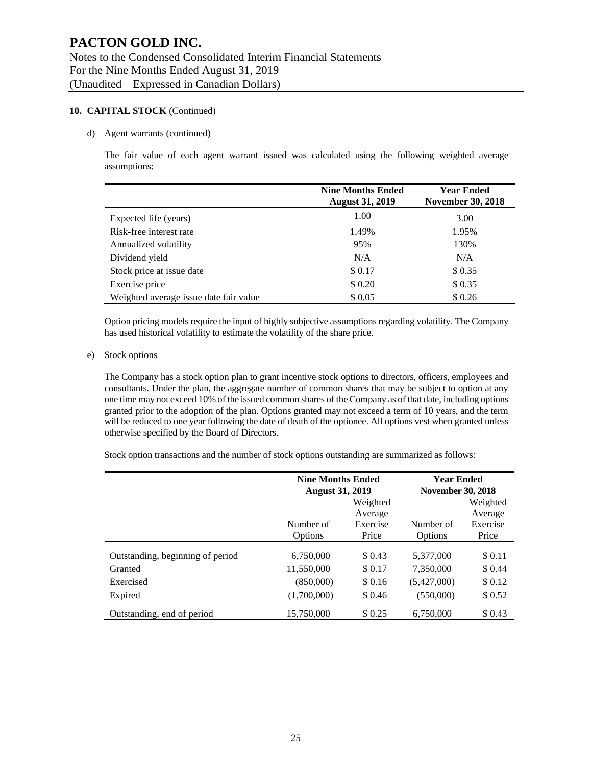### 10. CAPITAL STOCK (Continued)

d) Agent warrants (continued)

The fair value of each agent warrant issued was calculated using the following weighted average assumptions:

| | Nine Months Ended August 31, 2019 | Year Ended November 30, 2018 |
|---|---|---|
| Expected life (years) | 1.00 | 3.00 |
| Risk-free interest rate | 1.49% | 1.95% |
| Annualized volatility | 95% | 130% |
| Dividend yield | N/A | N/A |
| Stock price at issue date | $ 0.17 | $ 0.35 |
| Exercise price | $ 0.20 | $ 0.35 |
| Weighted average issue date fair value | $ 0.05 | $ 0.26 |

Option pricing models require the input of highly subjective assumptions regarding volatility. The Company has used historical volatility to estimate the volatility of the share price.

e) Stock options

The Company has a stock option plan to grant incentive stock options to directors, officers, employees and consultants. Under the plan, the aggregate number of common shares that may be subject to option at any one time may not exceed 10% of the issued common shares of the Company as of that date, including options granted prior to the adoption of the plan. Options granted may not exceed a term of 10 years, and the term will be reduced to one year following the date of death of the optionee. All options vest when granted unless otherwise specified by the Board of Directors.

Stock option transactions and the number of stock options outstanding are summarized as follows:

| | Nine Months Ended August 31, 2019 | | Year Ended November 30, 2018 | |
|---|---|---|---|---|
| | Number of Options | Weighted Average Exercise Price | Number of Options | Weighted Average Exercise Price |
| Outstanding, beginning of period | 6,750,000 | $ 0.43 | 5,377,000 | $ 0.11 |
| Granted | 11,550,000 | $ 0.17 | 7,350,000 | $ 0.44 |
| Exercised | (850,000) | $ 0.16 | (5,427,000) | $ 0.12 |
| Expired | (1,700,000) | $ 0.46 | (550,000) | $ 0.52 |
| Outstanding, end of period | 15,750,000 | $ 0.25 | 6,750,000 | $ 0.43 |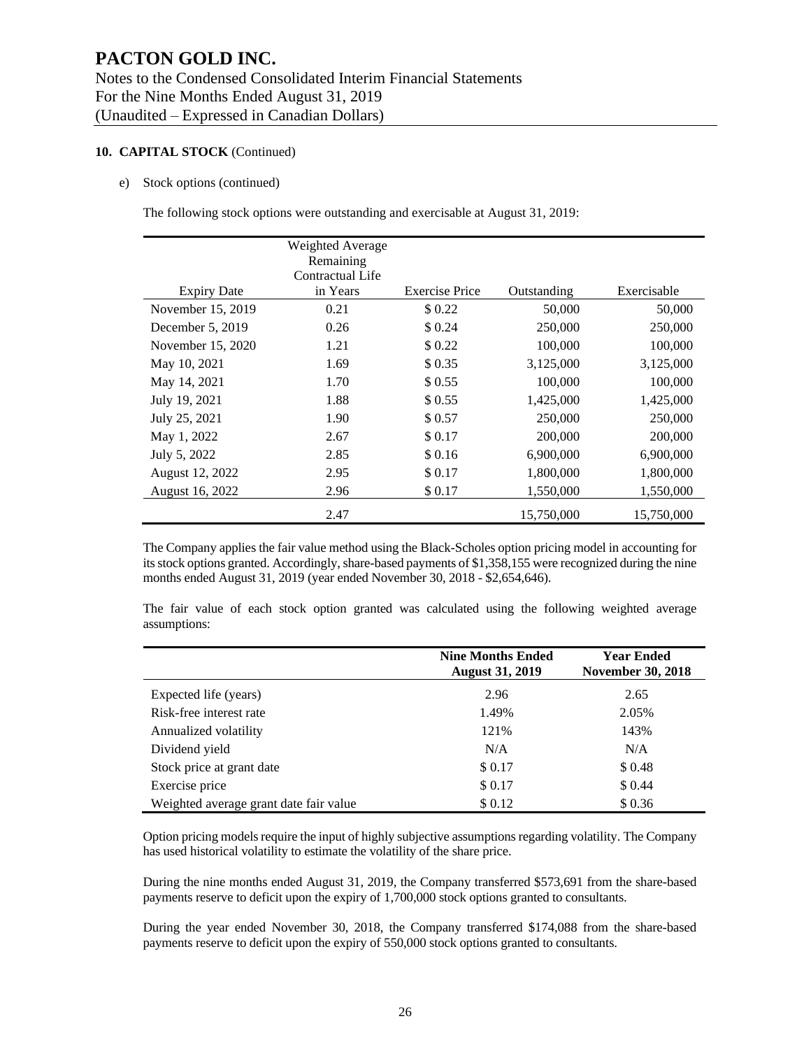**10. CAPITAL STOCK** (Continued)

e) Stock options (continued)

The following stock options were outstanding and exercisable at August 31, 2019:

| Expiry Date | Weighted Average Remaining Contractual Life in Years | Exercise Price | Outstanding | Exercisable |
|---|---|---|---|---|
| November 15, 2019 | 0.21 | $ 0.22 | 50,000 | 50,000 |
| December 5, 2019 | 0.26 | $ 0.24 | 250,000 | 250,000 |
| November 15, 2020 | 1.21 | $ 0.22 | 100,000 | 100,000 |
| May 10, 2021 | 1.69 | $ 0.35 | 3,125,000 | 3,125,000 |
| May 14, 2021 | 1.70 | $ 0.55 | 100,000 | 100,000 |
| July 19, 2021 | 1.88 | $ 0.55 | 1,425,000 | 1,425,000 |
| July 25, 2021 | 1.90 | $ 0.57 | 250,000 | 250,000 |
| May 1, 2022 | 2.67 | $ 0.17 | 200,000 | 200,000 |
| July 5, 2022 | 2.85 | $ 0.16 | 6,900,000 | 6,900,000 |
| August 12, 2022 | 2.95 | $ 0.17 | 1,800,000 | 1,800,000 |
| August 16, 2022 | 2.96 | $ 0.17 | 1,550,000 | 1,550,000 |
| | 2.47 | | 15,750,000 | 15,750,000 |

The Company applies the fair value method using the Black-Scholes option pricing model in accounting for its stock options granted. Accordingly, share-based payments of $1,358,155 were recognized during the nine months ended August 31, 2019 (year ended November 30, 2018 - $2,654,646).

The fair value of each stock option granted was calculated using the following weighted average assumptions:

| | Nine Months Ended August 31, 2019 | Year Ended November 30, 2018 |
|---|---|---|
| Expected life (years) | 2.96 | 2.65 |
| Risk-free interest rate | 1.49% | 2.05% |
| Annualized volatility | 121% | 143% |
| Dividend yield | N/A | N/A |
| Stock price at grant date | $ 0.17 | $ 0.48 |
| Exercise price | $ 0.17 | $ 0.44 |
| Weighted average grant date fair value | $ 0.12 | $ 0.36 |

Option pricing models require the input of highly subjective assumptions regarding volatility. The Company has used historical volatility to estimate the volatility of the share price.

During the nine months ended August 31, 2019, the Company transferred $573,691 from the share-based payments reserve to deficit upon the expiry of 1,700,000 stock options granted to consultants.

During the year ended November 30, 2018, the Company transferred $174,088 from the share-based payments reserve to deficit upon the expiry of 550,000 stock options granted to consultants.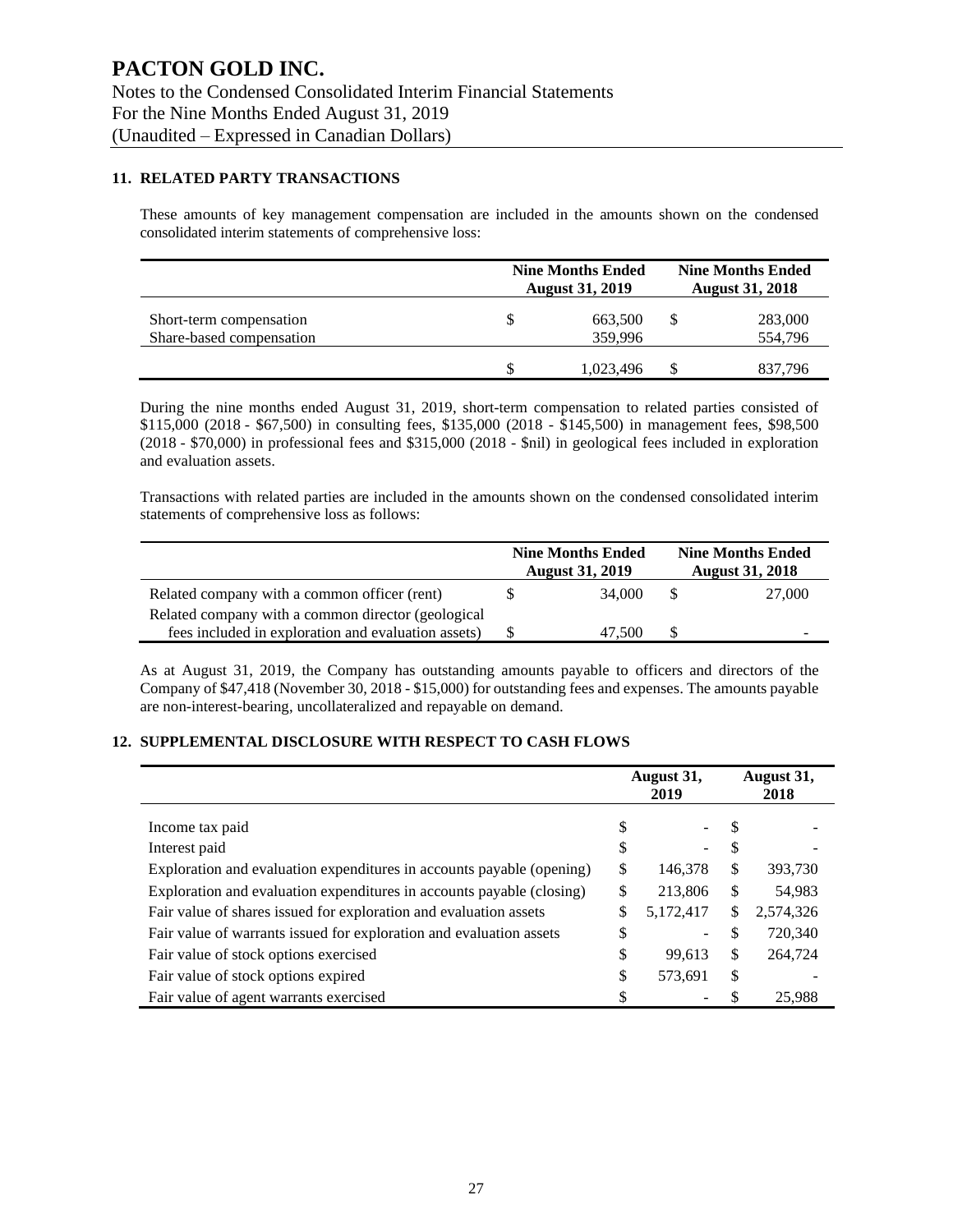# PACTON GOLD INC.

Notes to the Condensed Consolidated Interim Financial Statements
For the Nine Months Ended August 31, 2019
(Unaudited – Expressed in Canadian Dollars)

## 11. RELATED PARTY TRANSACTIONS

These amounts of key management compensation are included in the amounts shown on the condensed consolidated interim statements of comprehensive loss:

| | Nine Months Ended August 31, 2019 | Nine Months Ended August 31, 2018 |
|---|---|---|
| Short-term compensation | $ 663,500 | $ 283,000 |
| Share-based compensation | 359,996 | 554,796 |
| | $ 1,023,496 | $ 837,796 |

During the nine months ended August 31, 2019, short-term compensation to related parties consisted of $115,000 (2018 - $67,500) in consulting fees, $135,000 (2018 - $145,500) in management fees, $98,500 (2018 - $70,000) in professional fees and $315,000 (2018 - $nil) in geological fees included in exploration and evaluation assets.

Transactions with related parties are included in the amounts shown on the condensed consolidated interim statements of comprehensive loss as follows:

| | Nine Months Ended August 31, 2019 | Nine Months Ended August 31, 2018 |
|---|---|---|
| Related company with a common officer (rent) | $ 34,000 | $ 27,000 |
| Related company with a common director (geological fees included in exploration and evaluation assets) | $ 47,500 | $ - |

As at August 31, 2019, the Company has outstanding amounts payable to officers and directors of the Company of $47,418 (November 30, 2018 - $15,000) for outstanding fees and expenses. The amounts payable are non-interest-bearing, uncollateralized and repayable on demand.

## 12. SUPPLEMENTAL DISCLOSURE WITH RESPECT TO CASH FLOWS

| | August 31, 2019 | August 31, 2018 |
|---|---|---|
| Income tax paid | $ - | $ - |
| Interest paid | $ - | $ - |
| Exploration and evaluation expenditures in accounts payable (opening) | $ 146,378 | $ 393,730 |
| Exploration and evaluation expenditures in accounts payable (closing) | $ 213,806 | $ 54,983 |
| Fair value of shares issued for exploration and evaluation assets | $ 5,172,417 | $ 2,574,326 |
| Fair value of warrants issued for exploration and evaluation assets | $ - | $ 720,340 |
| Fair value of stock options exercised | $ 99,613 | $ 264,724 |
| Fair value of stock options expired | $ 573,691 | $ - |
| Fair value of agent warrants exercised | $ - | $ 25,988 |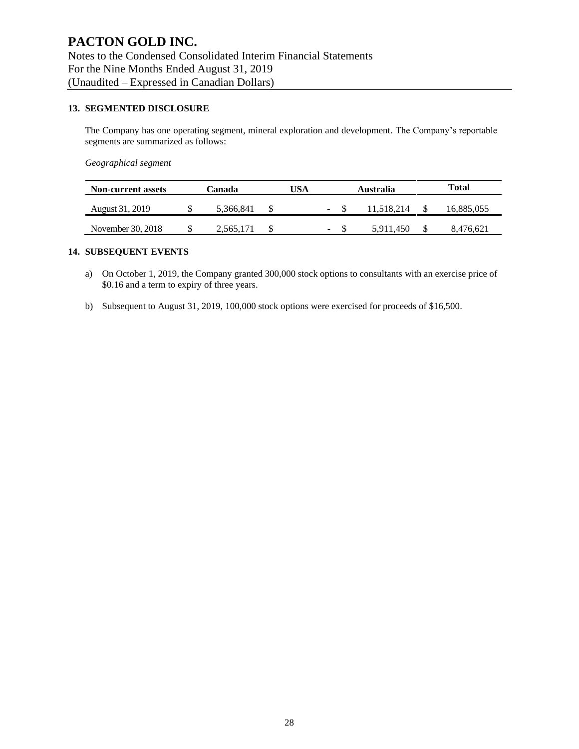# PACTON GOLD INC.

Notes to the Condensed Consolidated Interim Financial Statements
For the Nine Months Ended August 31, 2019
(Unaudited – Expressed in Canadian Dollars)

## 13. SEGMENTED DISCLOSURE

The Company has one operating segment, mineral exploration and development. The Company's reportable segments are summarized as follows:

*Geographical segment*

| Non-current assets | Canada | USA | Australia | Total |
|---|---|---|---|---|
| August 31, 2019 | $ 5,366,841 | $ - | $ 11,518,214 | $ 16,885,055 |
| November 30, 2018 | $ 2,565,171 | $ - | $ 5,911,450 | $ 8,476,621 |

## 14. SUBSEQUENT EVENTS

a) On October 1, 2019, the Company granted 300,000 stock options to consultants with an exercise price of $0.16 and a term to expiry of three years.

b) Subsequent to August 31, 2019, 100,000 stock options were exercised for proceeds of $16,500.